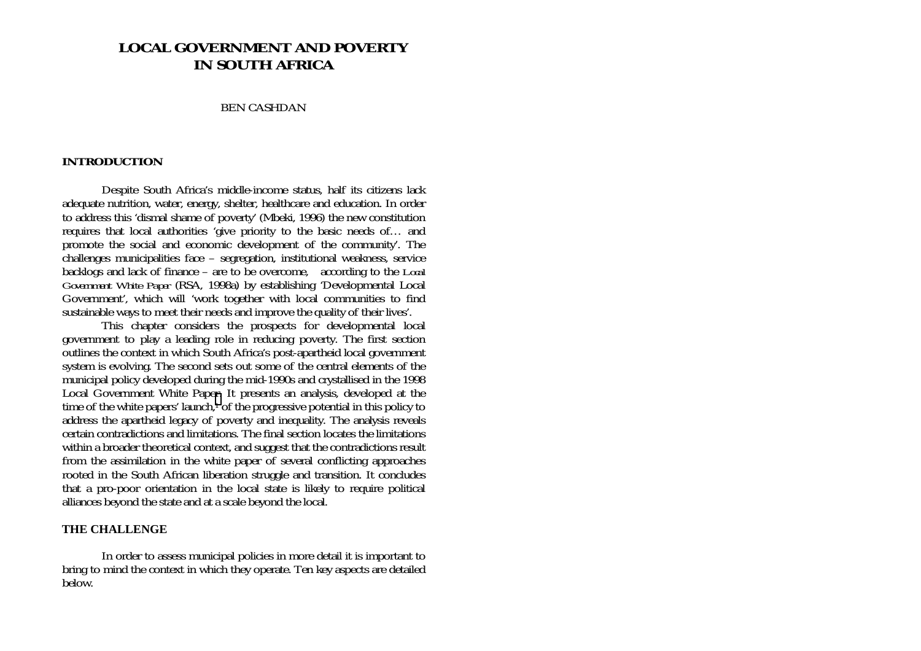# LOCAL GOVERNMENT AND POVERTY IN SOUTH AFRICA

BEN CASHDAN

## INTRODUCTION

Despite South Africa's middle-income status, half its citizens lack adequate nutrition, water, energy, shelter, healthcare and education. In order to address this 'dismal shame of poverty' (Mbeki, 1996) the new constitution requires that local authorities 'give priority to the basic needs of… and promote the social and economic development of the community'. The challenges municipalities face – segregation, institutional weakness, service backlogs and lack of finance – are to be overcome, according to the *Local Government White Paper* (RSA, 1998a) by establishing 'Developmental Local Government', which will 'work together with local communities to find sustainable ways to meet their needs and improve the quality of their lives'.

This chapter considers the prospects for developmental local government to play a leading role in reducing poverty. The first section outlines the context in which South Africa's post-apartheid local government system is evolving. The second sets out some of the central elements of the municipal policy developed during the mid-1990s and crystallised in the 1998 Local Government White Paper. It presents an analysis, developed at the time of the white papers' launch,[1] of the progressive potential in this policy to address the apartheid legacy of poverty and inequality. The analysis reveals certain contradictions and limitations. The final section locates the limitations within a broader theoretical context, and suggest that the contradictions result from the assimilation in the white paper of several conflicting approaches rooted in the South African liberation struggle and transition. It concludes that a pro-poor orientation in the local state is likely to require political alliances beyond the state and at a scale beyond the local.

## THE CHALLENGE

In order to assess municipal policies in more detail it is important to bring to mind the context in which they operate. Ten key aspects are detailed below.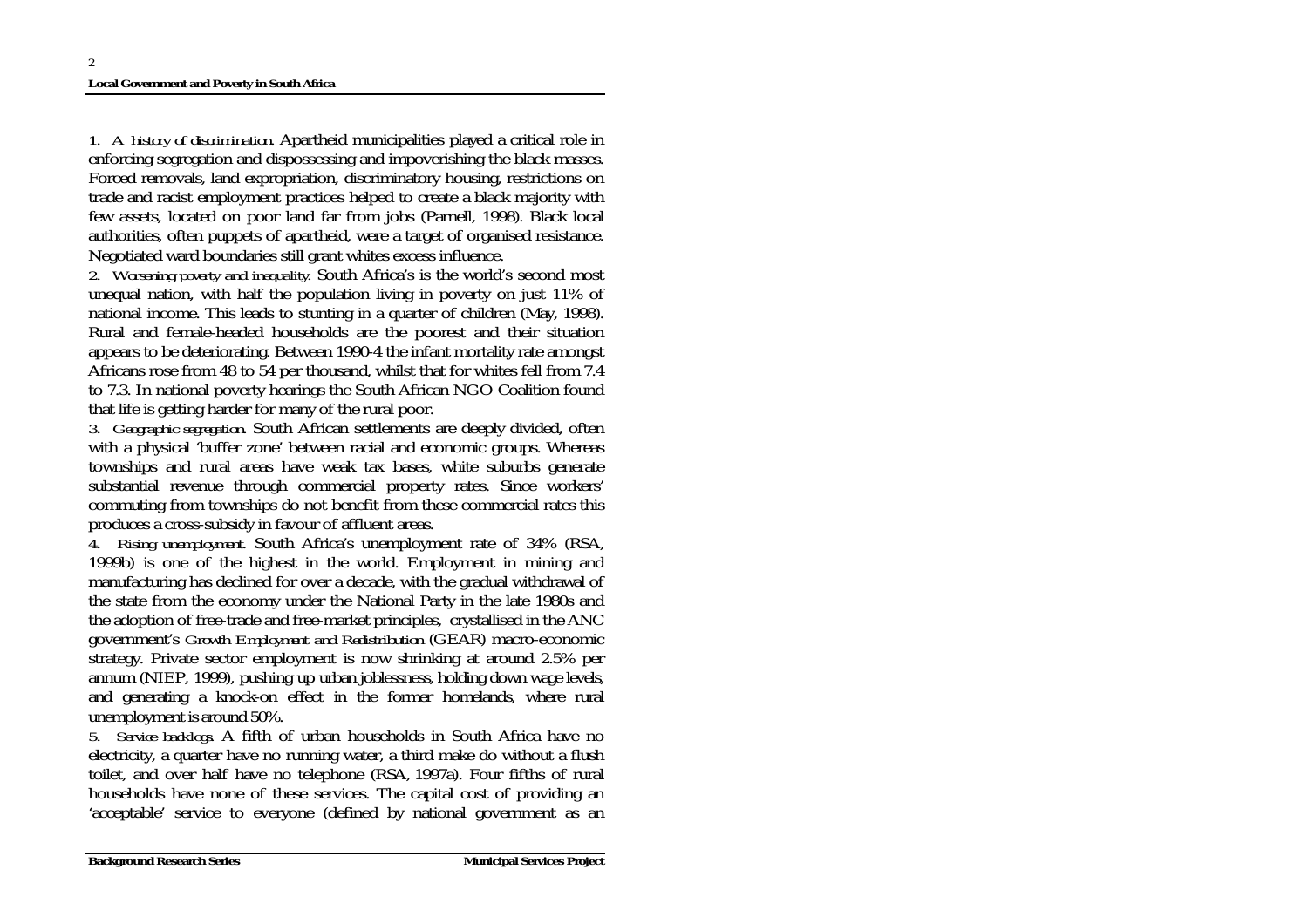1. *A history of discrimination.* Apartheid municipalities played a critical role in enforcing segregation and dispossessing and impoverishing the black masses. Forced removals, land expropriation, discriminatory housing, restrictions on trade and racist employment practices helped to create a black majority with few assets, located on poor land far from jobs (Parnell, 1998). Black local authorities, often puppets of apartheid, were a target of organised resistance. Negotiated ward boundaries still grant whites excess influence.

2. *Worsening poverty and inequality.* South Africa's is the world's second most unequal nation, with half the population living in poverty on just 11% of national income. This leads to stunting in a quarter of children (May, 1998). Rural and female-headed households are the poorest and their situation appears to be deteriorating. Between 1990-4 the infant mortality rate amongst Africans rose from 48 to 54 per thousand, whilst that for whites fell from 7.4 to 7.3. In national poverty hearings the South African NGO Coalition found that life is getting harder for many of the rural poor.

3. *Geographic segregation.* South African settlements are deeply divided, often with a physical 'buffer zone' between racial and economic groups. Whereas townships and rural areas have weak tax bases, white suburbs generate substantial revenue through commercial property rates. Since workers' commuting from townships do not benefit from these commercial rates this produces a cross-subsidy in favour of affluent areas.

4. *Rising unemployment.* South Africa's unemployment rate of 34% (RSA, 1999b) is one of the highest in the world. Employment in mining and manufacturing has declined for over a decade, with the gradual withdrawal of the state from the economy under the National Party in the late 1980s and the adoption of free-trade and free-market principles, crystallised in the ANC government's *Growth Employment and Redistribution* (GEAR) macro-economic strategy. Private sector employment is now shrinking at around 2.5% per annum (NIEP, 1999), pushing up urban joblessness, holding down wage levels, and generating a knock-on effect in the former homelands, where rural unemployment is around 50%.

5. *Service backlogs.* A fifth of urban households in South Africa have no electricity, a quarter have no running water, a third make do without a flush toilet, and over half have no telephone (RSA, 1997a). Four fifths of rural households have none of these services. The capital cost of providing an 'acceptable' service to everyone (defined by national government as an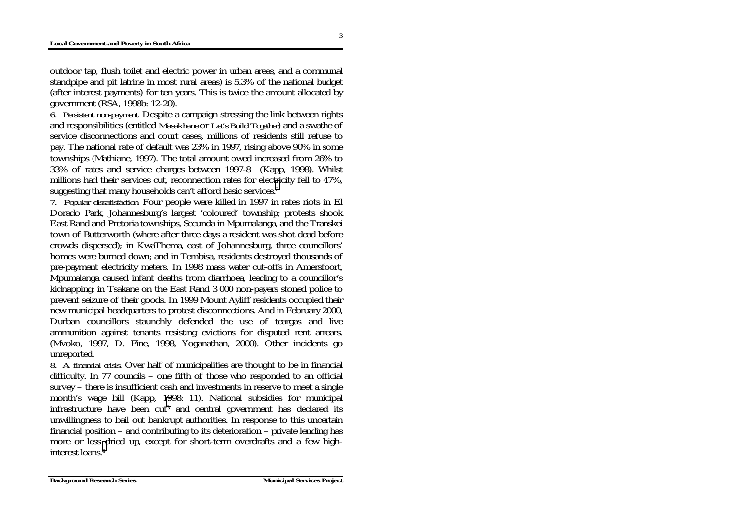outdoor tap, flush toilet and electric power in urban areas, and a communal standpipe and pit latrine in most rural areas) is 5.3% of the national budget (after interest payments) for ten years. This is twice the amount allocated by government (RSA, 1998b: 12-20).

6. *Persistent non-payment*. Despite a campaign stressing the link between rights and responsibilities (entitled *Masakhane* or *Let's Build Together*) and a swathe of service disconnections and court cases, millions of residents still refuse to pay. The national rate of default was 23% in 1997, rising above 90% in some townships (Mathiane, 1997). The total amount owed increased from 26% to 33% of rates and service charges between 1997-8 (Kapp, 1998). Whilst millions had their services cut, reconnection rates for electricity fell to 47%, suggesting that many households can't afford basic services.[2]

7. *Popular dissatisfaction*. Four people were killed in 1997 in rates riots in El Dorado Park, Johannesburg's largest 'coloured' township; protests shook East Rand and Pretoria townships, Secunda in Mpumalanga, and the Transkei town of Butterworth (where after three days a resident was shot dead before crowds dispersed); in KwaThema, east of Johannesburg, three councillors' homes were burned down; and in Tembisa, residents destroyed thousands of pre-payment electricity meters. In 1998 mass water cut-offs in Amersfoort, Mpumalanga caused infant deaths from diarrhoea, leading to a councillor's kidnapping; in Tsakane on the East Rand 3 000 non-payers stoned police to prevent seizure of their goods. In 1999 Mount Ayliff residents occupied their new municipal headquarters to protest disconnections. And in February 2000, Durban councillors staunchly defended the use of teargas and live ammunition against tenants resisting evictions for disputed rent arrears. (Mvoko, 1997, D. Fine, 1998, Yoganathan, 2000). Other incidents go unreported.

8. *A financial crisis*. Over half of municipalities are thought to be in financial difficulty. In 77 councils – one fifth of those who responded to an official survey – there is insufficient cash and investments in reserve to meet a single month's wage bill (Kapp, 1998: 11). National subsidies for municipal infrastructure have been cut[3] and central government has declared its unwillingness to bail out bankrupt authorities. In response to this uncertain financial position – and contributing to its deterioration – private lending has more or less dried up, except for short-term overdrafts and a few high-interest loans.[4]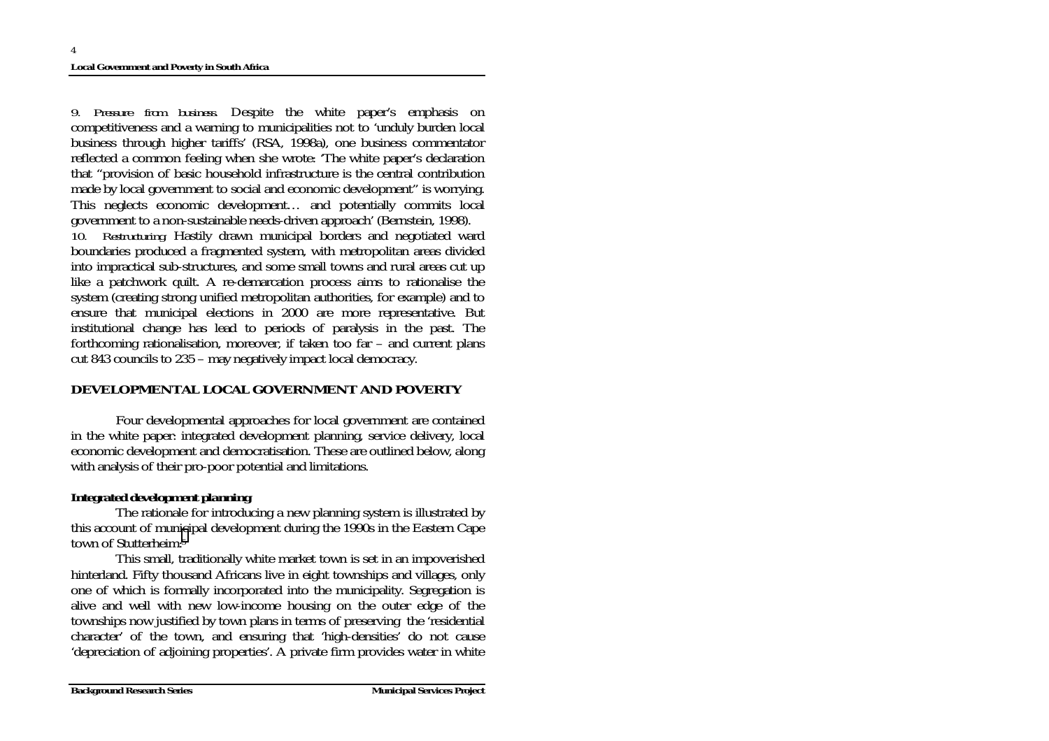9. *Pressure from business.* Despite the white paper's emphasis on competitiveness and a warning to municipalities not to 'unduly burden local business through higher tariffs' (RSA, 1998a), one business commentator reflected a common feeling when she wrote: 'The white paper's declaration that "provision of basic household infrastructure is the central contribution made by local government to social and economic development" is worrying. This neglects economic development… and potentially commits local government to a non-sustainable needs-driven approach' (Bernstein, 1998).

10. *Restructuring.* Hastily drawn municipal borders and negotiated ward boundaries produced a fragmented system, with metropolitan areas divided into impractical sub-structures, and some small towns and rural areas cut up like a patchwork quilt. A re-demarcation process aims to rationalise the system (creating strong unified metropolitan authorities, for example) and to ensure that municipal elections in 2000 are more representative. But institutional change has lead to periods of paralysis in the past. The forthcoming rationalisation, moreover, if taken too far – and current plans cut 843 councils to 235 – may negatively impact local democracy.

## DEVELOPMENTAL LOCAL GOVERNMENT AND POVERTY

Four developmental approaches for local government are contained in the white paper: integrated development planning, service delivery, local economic development and democratisation. These are outlined below, along with analysis of their pro-poor potential and limitations.

### Integrated development planning

The rationale for introducing a new planning system is illustrated by this account of municipal development during the 1990s in the Eastern Cape town of Stutterheim:

This small, traditionally white market town is set in an impoverished hinterland. Fifty thousand Africans live in eight townships and villages, only one of which is formally incorporated into the municipality. Segregation is alive and well with new low-income housing on the outer edge of the townships now justified by town plans in terms of preserving the 'residential character' of the town, and ensuring that 'high-densities' do not cause 'depreciation of adjoining properties'. A private firm provides water in white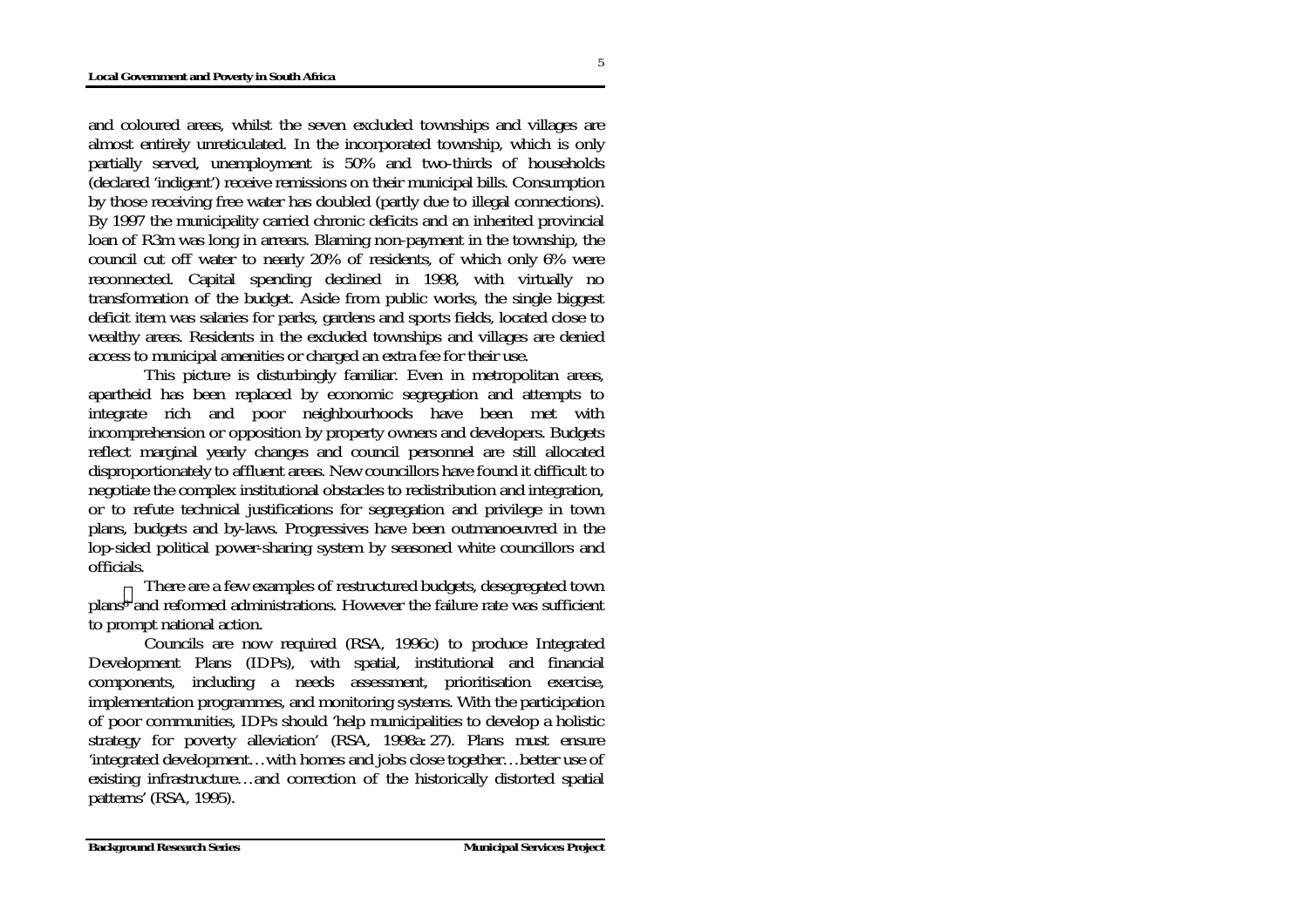and coloured areas, whilst the seven excluded townships and villages are almost entirely unreticulated. In the incorporated township, which is only partially served, unemployment is 50% and two-thirds of households (declared 'indigent') receive remissions on their municipal bills. Consumption by those receiving free water has doubled (partly due to illegal connections). By 1997 the municipality carried chronic deficits and an inherited provincial loan of R3m was long in arrears. Blaming non-payment in the township, the council cut off water to nearly 20% of residents, of which only 6% were reconnected. Capital spending declined in 1998, with virtually no transformation of the budget. Aside from public works, the single biggest deficit item was salaries for parks, gardens and sports fields, located close to wealthy areas. Residents in the excluded townships and villages are denied access to municipal amenities or charged an extra fee for their use.

This picture is disturbingly familiar. Even in metropolitan areas, apartheid has been replaced by economic segregation and attempts to integrate rich and poor neighbourhoods have been met with incomprehension or opposition by property owners and developers. Budgets reflect marginal yearly changes and council personnel are still allocated disproportionately to affluent areas. New councillors have found it difficult to negotiate the complex institutional obstacles to redistribution and integration, or to refute technical justifications for segregation and privilege in town plans, budgets and by-laws. Progressives have been outmanoeuvred in the lop-sided political power-sharing system by seasoned white councillors and officials.

There are a few examples of restructured budgets, desegregated town plans and reformed administrations. However the failure rate was sufficient to prompt national action.

Councils are now required (RSA, 1996c) to produce Integrated Development Plans (IDPs), with spatial, institutional and financial components, including a needs assessment, prioritisation exercise, implementation programmes, and monitoring systems. With the participation of poor communities, IDPs should 'help municipalities to develop a holistic strategy for poverty alleviation' (RSA, 1998a: 27). Plans must ensure 'integrated development…with homes and jobs close together…better use of existing infrastructure…and correction of the historically distorted spatial patterns' (RSA, 1995).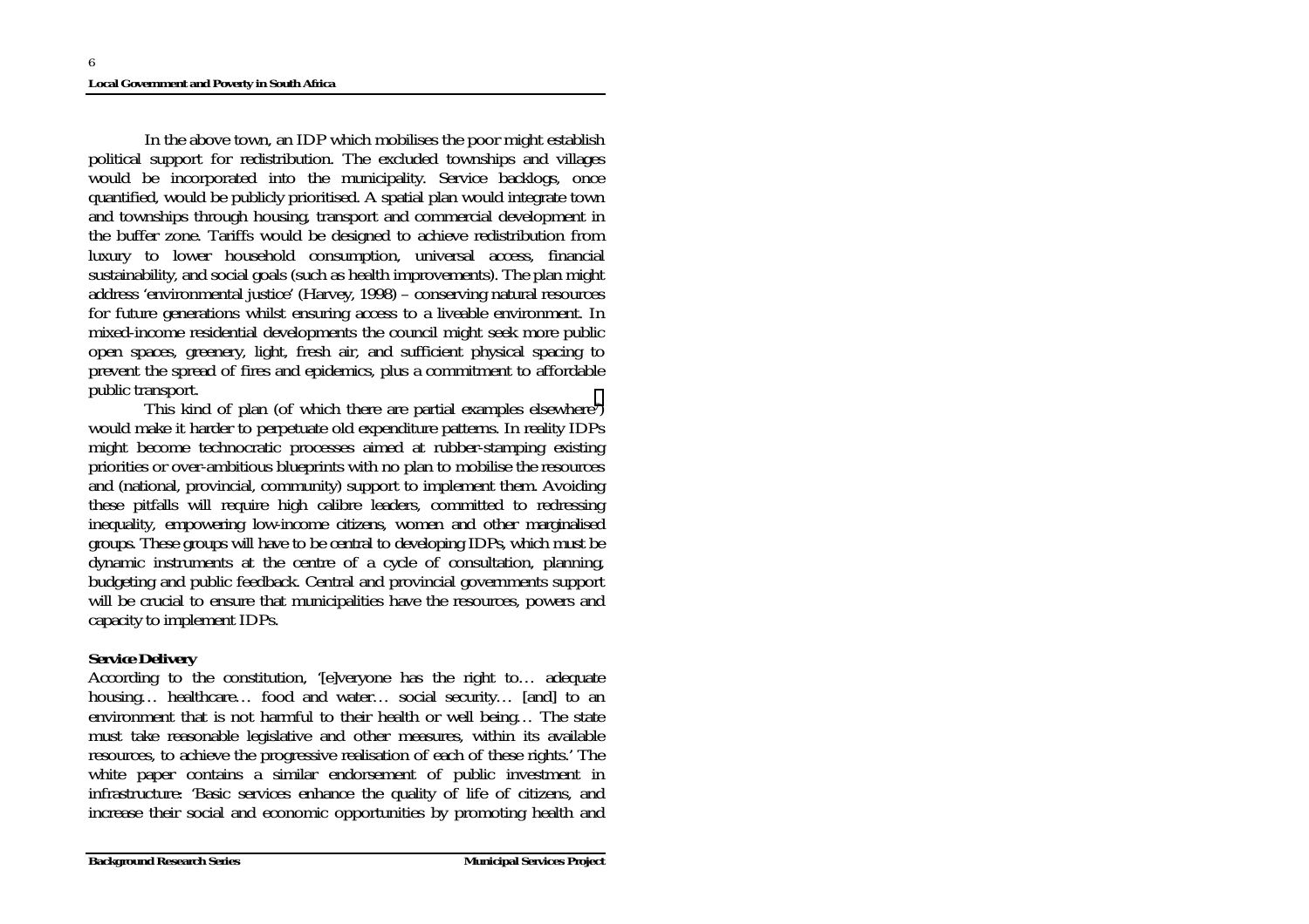In the above town, an IDP which mobilises the poor might establish political support for redistribution. The excluded townships and villages would be incorporated into the municipality. Service backlogs, once quantified, would be publicly prioritised. A spatial plan would integrate town and townships through housing, transport and commercial development in the buffer zone. Tariffs would be designed to achieve redistribution from luxury to lower household consumption, universal access, financial sustainability, and social goals (such as health improvements). The plan might address 'environmental justice' (Harvey, 1998) – conserving natural resources for future generations whilst ensuring access to a liveable environment. In mixed-income residential developments the council might seek more public open spaces, greenery, light, fresh air, and sufficient physical spacing to prevent the spread of fires and epidemics, plus a commitment to affordable public transport.

This kind of plan (of which there are partial examples elsewhere[7]) would make it harder to perpetuate old expenditure patterns. In reality IDPs might become technocratic processes aimed at rubber-stamping existing priorities or over-ambitious blueprints with no plan to mobilise the resources and (national, provincial, community) support to implement them. Avoiding these pitfalls will require high calibre leaders, committed to redressing inequality, empowering low-income citizens, women and other marginalised groups. These groups will have to be central to developing IDPs, which must be dynamic instruments at the centre of a cycle of consultation, planning, budgeting and public feedback. Central and provincial governments support will be crucial to ensure that municipalities have the resources, powers and capacity to implement IDPs.

**Service Delivery**

According to the constitution, '[e]veryone has the right to… adequate housing… healthcare… food and water… social security… [and] to an environment that is not harmful to their health or well being… The state must take reasonable legislative and other measures, within its available resources, to achieve the progressive realisation of each of these rights.' The white paper contains a similar endorsement of public investment in infrastructure: 'Basic services enhance the quality of life of citizens, and increase their social and economic opportunities by promoting health and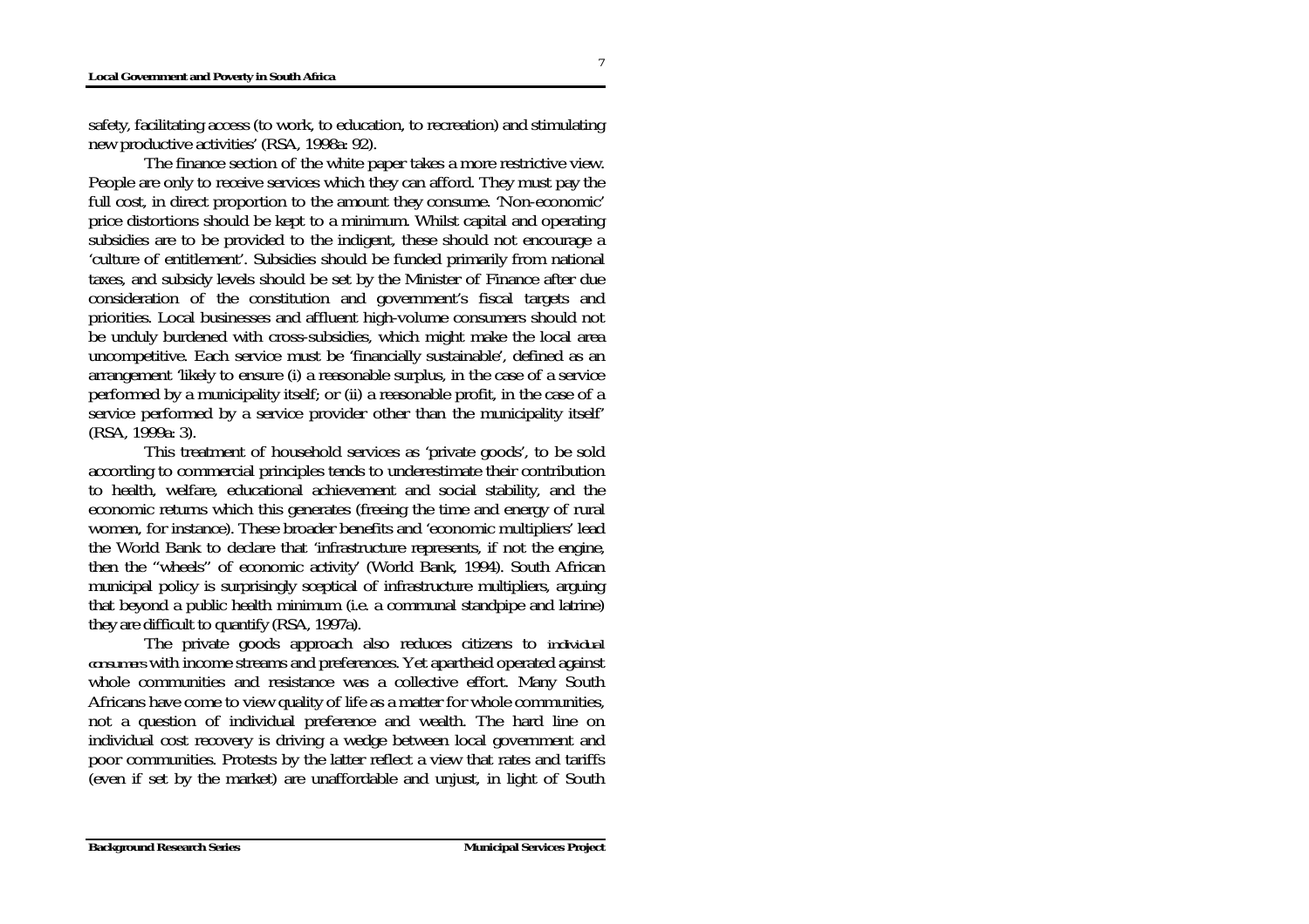safety, facilitating access (to work, to education, to recreation) and stimulating new productive activities' (RSA, 1998a: 92).

The finance section of the white paper takes a more restrictive view. People are only to receive services which they can afford. They must pay the full cost, in direct proportion to the amount they consume. 'Non-economic' price distortions should be kept to a minimum. Whilst capital and operating subsidies are to be provided to the indigent, these should not encourage a 'culture of entitlement'. Subsidies should be funded primarily from national taxes, and subsidy levels should be set by the Minister of Finance after due consideration of the constitution and government's fiscal targets and priorities. Local businesses and affluent high-volume consumers should not be unduly burdened with cross-subsidies, which might make the local area uncompetitive. Each service must be 'financially sustainable', defined as an arrangement 'likely to ensure (i) a reasonable surplus, in the case of a service performed by a municipality itself; or (ii) a reasonable profit, in the case of a service performed by a service provider other than the municipality itself' (RSA, 1999a: 3).

This treatment of household services as 'private goods', to be sold according to commercial principles tends to underestimate their contribution to health, welfare, educational achievement and social stability, and the economic returns which this generates (freeing the time and energy of rural women, for instance). These broader benefits and 'economic multipliers' lead the World Bank to declare that 'infrastructure represents, if not the engine, then the "wheels" of economic activity' (World Bank, 1994). South African municipal policy is surprisingly sceptical of infrastructure multipliers, arguing that beyond a public health minimum (i.e. a communal standpipe and latrine) they are difficult to quantify (RSA, 1997a).

The private goods approach also reduces citizens to *individual consumers* with income streams and preferences. Yet apartheid operated against whole communities and resistance was a collective effort. Many South Africans have come to view quality of life as a matter for whole communities, not a question of individual preference and wealth. The hard line on individual cost recovery is driving a wedge between local government and poor communities. Protests by the latter reflect a view that rates and tariffs (even if set by the market) are unaffordable and unjust, in light of South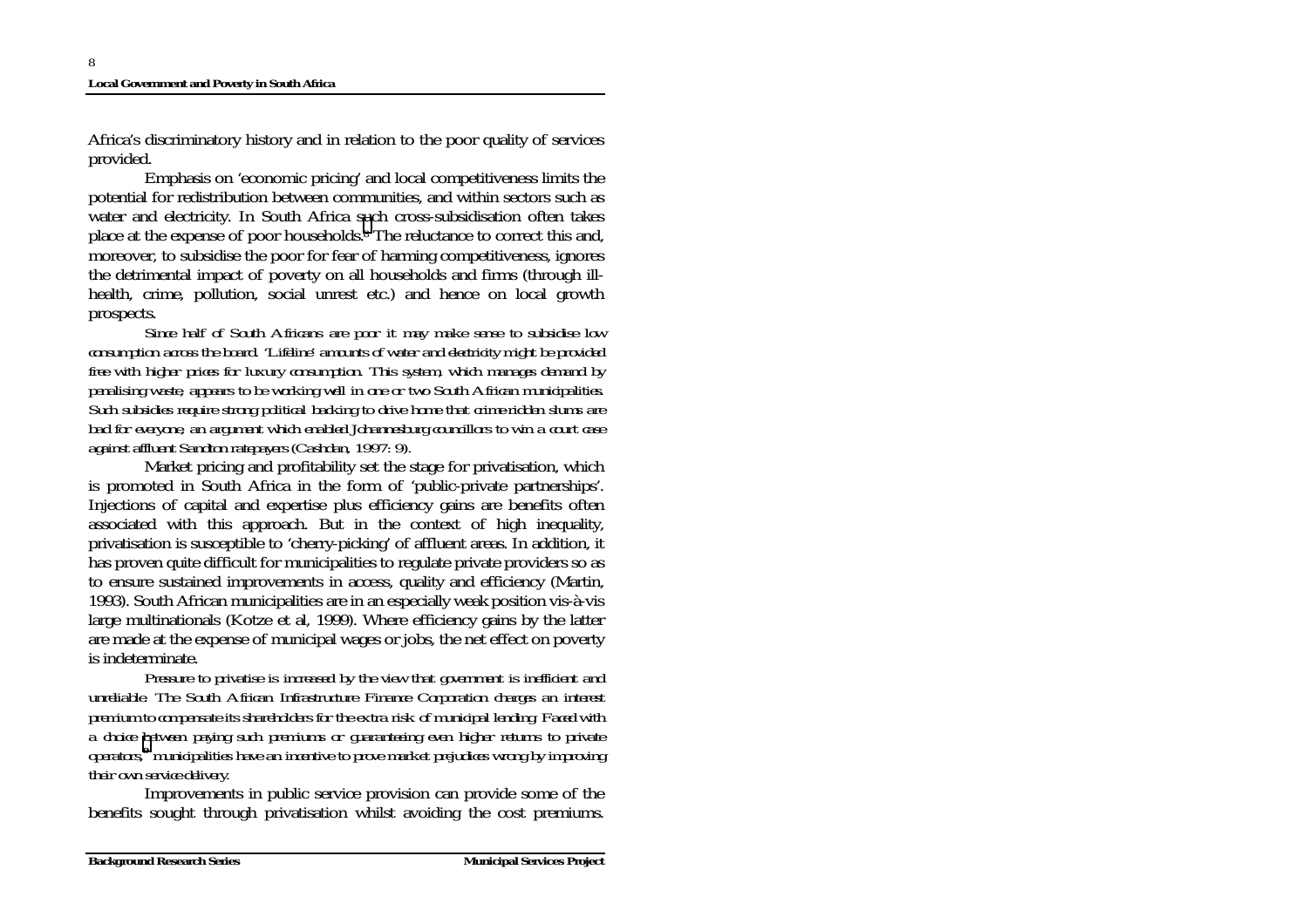Africa's discriminatory history and in relation to the poor quality of services provided.

Emphasis on 'economic pricing' and local competitiveness limits the potential for redistribution between communities, and within sectors such as water and electricity. In South Africa such cross-subsidisation often takes place at the expense of poor households.[5] The reluctance to correct this and, moreover, to subsidise the poor for fear of harming competitiveness, ignores the detrimental impact of poverty on all households and firms (through ill-health, crime, pollution, social unrest etc.) and hence on local growth prospects.

*Since half of South Africans are poor it may make sense to subsidise low consumption across the board. 'Lifeline' amounts of water and electricity might be provided free with higher prices for luxury consumption. This system, which manages demand by penalising waste, appears to be working well in one or two South African municipalities. Such subsidies require strong political backing to drive home that crime-ridden slums are bad for everyone, an argument which enabled Johannesburg councillors to win a court case against affluent Sandton ratepayers (Cashdan, 1997: 9).*

Market pricing and profitability set the stage for privatisation, which is promoted in South Africa in the form of 'public-private partnerships'. Injections of capital and expertise plus efficiency gains are benefits often associated with this approach. But in the context of high inequality, privatisation is susceptible to 'cherry-picking' of affluent areas. In addition, it has proven quite difficult for municipalities to regulate private providers so as to ensure sustained improvements in access, quality and efficiency (Martin, 1993). South African municipalities are in an especially weak position vis-à-vis large multinationals (Kotze et al, 1999). Where efficiency gains by the latter are made at the expense of municipal wages or jobs, the net effect on poverty is indeterminate.

*Pressure to privatise is increased by the view that government is inefficient and unreliable. The South African Infrastructure Finance Corporation charges an interest premium to compensate its shareholders for the extra risk of municipal lending. Faced with a choice between paying such premiums or guaranteeing even higher returns to private operators,[6] municipalities have an incentive to prove market prejudices wrong by improving their own service delivery.*

Improvements in public service provision can provide some of the benefits sought through privatisation whilst avoiding the cost premiums.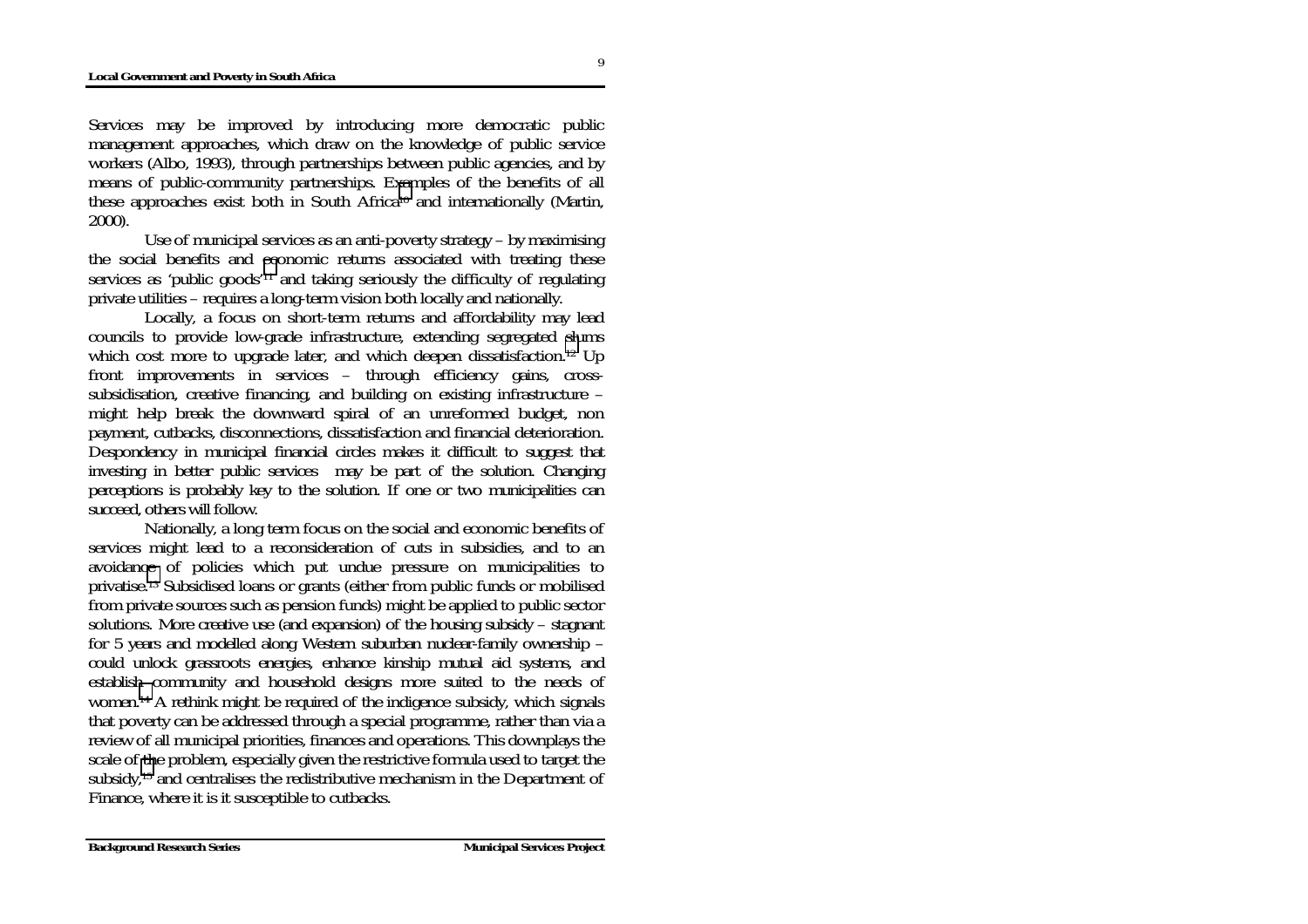Services may be improved by introducing more democratic public management approaches, which draw on the knowledge of public service workers (Albo, 1993), through partnerships between public agencies, and by means of public-community partnerships. Examples of the benefits of all these approaches exist both in South Africa[10] and internationally (Martin, 2000).

Use of municipal services as an anti-poverty strategy – by maximising the social benefits and economic returns associated with treating these services as 'public goods'[11] and taking seriously the difficulty of regulating private utilities – requires a long-term vision both locally and nationally.

Locally, a focus on short-term returns and affordability may lead councils to provide low-grade infrastructure, extending segregated slums which cost more to upgrade later, and which deepen dissatisfaction.[12] Up front improvements in services – through efficiency gains, cross-subsidisation, creative financing, and building on existing infrastructure – might help break the downward spiral of an unreformed budget, non payment, cutbacks, disconnections, dissatisfaction and financial deterioration. Despondency in municipal financial circles makes it difficult to suggest that investing in better public services may be part of the solution. Changing perceptions is probably key to the solution. If one or two municipalities can succeed, others will follow.

Nationally, a long term focus on the social and economic benefits of services might lead to a reconsideration of cuts in subsidies, and to an avoidance of policies which put undue pressure on municipalities to privatise.[13] Subsidised loans or grants (either from public funds or mobilised from private sources such as pension funds) might be applied to public sector solutions. More creative use (and expansion) of the housing subsidy – stagnant for 5 years and modelled along Western suburban nuclear-family ownership – could unlock grassroots energies, enhance kinship mutual aid systems, and establish community and household designs more suited to the needs of women.[14] A rethink might be required of the indigence subsidy, which signals that poverty can be addressed through a special programme, rather than via a review of all municipal priorities, finances and operations. This downplays the scale of the problem, especially given the restrictive formula used to target the subsidy,[15] and centralises the redistributive mechanism in the Department of Finance, where it is it susceptible to cutbacks.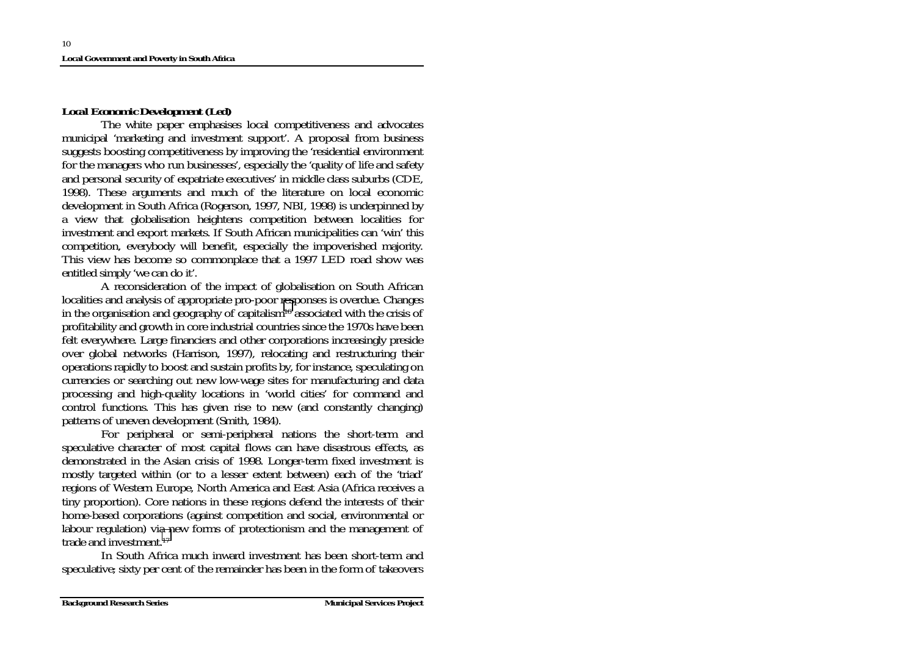### Local Economic Development (Led)

The white paper emphasises local competitiveness and advocates municipal 'marketing and investment support'. A proposal from business suggests boosting competitiveness by improving the 'residential environment for the managers who run businesses', especially the 'quality of life and safety and personal security of expatriate executives' in middle class suburbs (CDE, 1998). These arguments and much of the literature on local economic development in South Africa (Rogerson, 1997, NBI, 1998) is underpinned by a view that globalisation heightens competition between localities for investment and export markets. If South African municipalities can 'win' this competition, everybody will benefit, especially the impoverished majority. This view has become so commonplace that a 1997 LED road show was entitled simply 'we can do it'.

A reconsideration of the impact of globalisation on South African localities and analysis of appropriate pro-poor responses is overdue. Changes in the organisation and geography of capitalism[16] associated with the crisis of profitability and growth in core industrial countries since the 1970s have been felt everywhere. Large financiers and other corporations increasingly preside over global networks (Harrison, 1997), relocating and restructuring their operations rapidly to boost and sustain profits by, for instance, speculating on currencies or searching out new low-wage sites for manufacturing and data processing and high-quality locations in 'world cities' for command and control functions. This has given rise to new (and constantly changing) patterns of uneven development (Smith, 1984).

For peripheral or semi-peripheral nations the short-term and speculative character of most capital flows can have disastrous effects, as demonstrated in the Asian crisis of 1998. Longer-term fixed investment is mostly targeted within (or to a lesser extent between) each of the 'triad' regions of Western Europe, North America and East Asia (Africa receives a tiny proportion). Core nations in these regions defend the interests of their home-based corporations (against competition and social, environmental or labour regulation) via new forms of protectionism and the management of trade and investment.[17]

In South Africa much inward investment has been short-term and speculative; sixty per cent of the remainder has been in the form of takeovers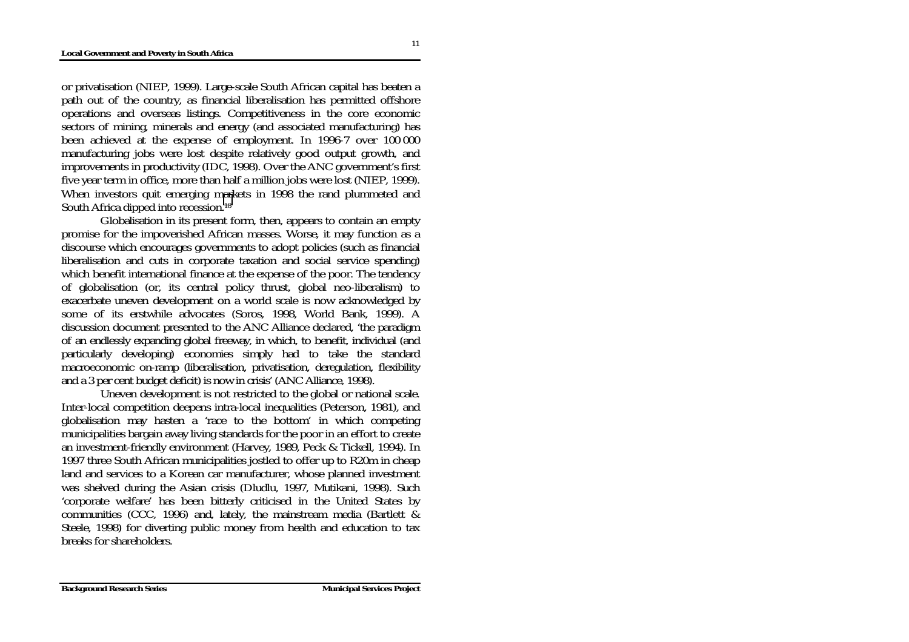or privatisation (NIEP, 1999). Large-scale South African capital has beaten a path out of the country, as financial liberalisation has permitted offshore operations and overseas listings. Competitiveness in the core economic sectors of mining, minerals and energy (and associated manufacturing) has been achieved at the expense of employment. In 1996-7 over 100 000 manufacturing jobs were lost despite relatively good output growth, and improvements in productivity (IDC, 1998). Over the ANC government's first five year term in office, more than half a million jobs were lost (NIEP, 1999). When investors quit emerging markets in 1998 the rand plummeted and South Africa dipped into recession.[18]

Globalisation in its present form, then, appears to contain an empty promise for the impoverished African masses. Worse, it may function as a discourse which encourages governments to adopt policies (such as financial liberalisation and cuts in corporate taxation and social service spending) which benefit international finance at the expense of the poor. The tendency of globalisation (or, its central policy thrust, global neo-liberalism) to exacerbate uneven development on a world scale is now acknowledged by some of its erstwhile advocates (Soros, 1998, World Bank, 1999). A discussion document presented to the ANC Alliance declared, 'the paradigm of an endlessly expanding global freeway, in which, to benefit, individual (and particularly developing) economies simply had to take the standard macroeconomic on-ramp (liberalisation, privatisation, deregulation, flexibility and a 3 per cent budget deficit) is now in crisis' (ANC Alliance, 1998).

Uneven development is not restricted to the global or national scale. Inter-local competition deepens intra-local inequalities (Peterson, 1981), and globalisation may hasten a 'race to the bottom' in which competing municipalities bargain away living standards for the poor in an effort to create an investment-friendly environment (Harvey, 1989, Peck & Tickell, 1994). In 1997 three South African municipalities jostled to offer up to R20m in cheap land and services to a Korean car manufacturer, whose planned investment was shelved during the Asian crisis (Dludlu, 1997, Mutikani, 1998). Such 'corporate welfare' has been bitterly criticised in the United States by communities (CCC, 1996) and, lately, the mainstream media (Bartlett & Steele, 1998) for diverting public money from health and education to tax breaks for shareholders.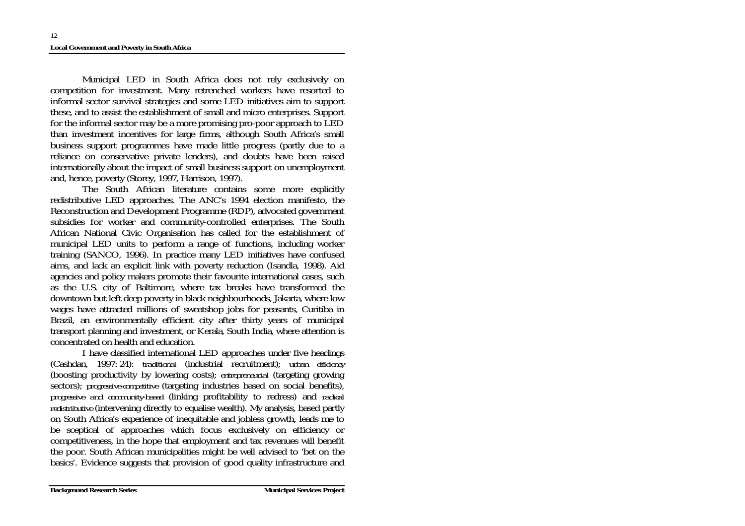Municipal LED in South Africa does not rely exclusively on competition for investment. Many retrenched workers have resorted to informal sector survival strategies and some LED initiatives aim to support these, and to assist the establishment of small and micro enterprises. Support for the informal sector may be a more promising pro-poor approach to LED than investment incentives for large firms, although South Africa's small business support programmes have made little progress (partly due to a reliance on conservative private lenders), and doubts have been raised internationally about the impact of small business support on unemployment and, hence, poverty (Storey, 1997, Harrison, 1997).

The South African literature contains some more explicitly redistributive LED approaches. The ANC's 1994 election manifesto, the Reconstruction and Development Programme (RDP), advocated government subsidies for worker and community-controlled enterprises. The South African National Civic Organisation has called for the establishment of municipal LED units to perform a range of functions, including worker training (SANCO, 1996). In practice many LED initiatives have confused aims, and lack an explicit link with poverty reduction (Isandla, 1998). Aid agencies and policy makers promote their favourite international cases, such as the U.S. city of Baltimore, where tax breaks have transformed the downtown but left deep poverty in black neighbourhoods, Jakarta, where low wages have attracted millions of sweatshop jobs for peasants, Curitiba in Brazil, an environmentally efficient city after thirty years of municipal transport planning and investment, or Kerala, South India, where attention is concentrated on health and education.

I have classified international LED approaches under five headings (Cashdan, 1997: 24): *traditional* (industrial recruitment); *urban efficiency* (boosting productivity by lowering costs); *entrepreneurial* (targeting growing sectors); *progressive-competitive* (targeting industries based on social benefits), *progressive and community-based* (linking profitability to redress) and *radical redistributive* (intervening directly to equalise wealth). My analysis, based partly on South Africa's experience of inequitable and jobless growth, leads me to be sceptical of approaches which focus exclusively on efficiency or competitiveness, in the hope that employment and tax revenues will benefit the poor. South African municipalities might be well advised to 'bet on the basics'. Evidence suggests that provision of good quality infrastructure and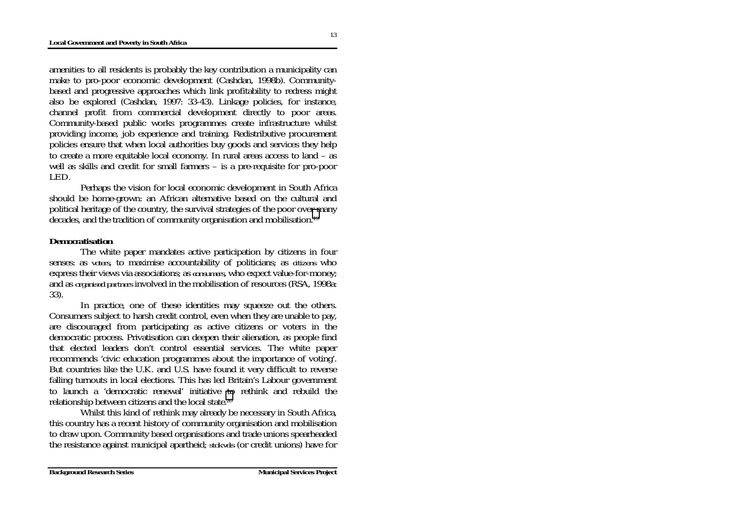amenities to all residents is probably the key contribution a municipality can make to pro-poor economic development (Cashdan, 1998b). Community-based and progressive approaches which link profitability to redress might also be explored (Cashdan, 1997: 33-43). Linkage policies, for instance, channel profit from commercial development directly to poor areas. Community-based public works programmes create infrastructure whilst providing income, job experience and training. Redistributive procurement policies ensure that when local authorities buy goods and services they help to create a more equitable local economy. In rural areas access to land – as well as skills and credit for small farmers – is a pre-requisite for pro-poor LED.

Perhaps the vision for local economic development in South Africa should be home-grown: an African alternative based on the cultural and political heritage of the country, the survival strategies of the poor over many decades, and the tradition of community organisation and mobilisation.[19]

**Democratisation**

The white paper mandates active participation by citizens in four senses: as *voters*, to maximise accountability of politicians; as *citizens* who express their views via associations; as *consumers*, who expect value-for-money; and as *organised partners* involved in the mobilisation of resources (RSA, 1998a: 33).

In practice, one of these identities may squeeze out the others. Consumers subject to harsh credit control, even when they are unable to pay, are discouraged from participating as active citizens or voters in the democratic process. Privatisation can deepen their alienation, as people find that elected leaders don't control essential services. The white paper recommends 'civic education programmes about the importance of voting'. But countries like the U.K. and U.S. have found it very difficult to reverse falling turnouts in local elections. This has led Britain's Labour government to launch a 'democratic renewal' initiative to rethink and rebuild the relationship between citizens and the local state.[20]

Whilst this kind of rethink may already be necessary in South Africa, this country has a recent history of community organisation and mobilisation to draw upon. Community based organisations and trade unions spearheaded the resistance against municipal apartheid; *stokvels* (or credit unions) have for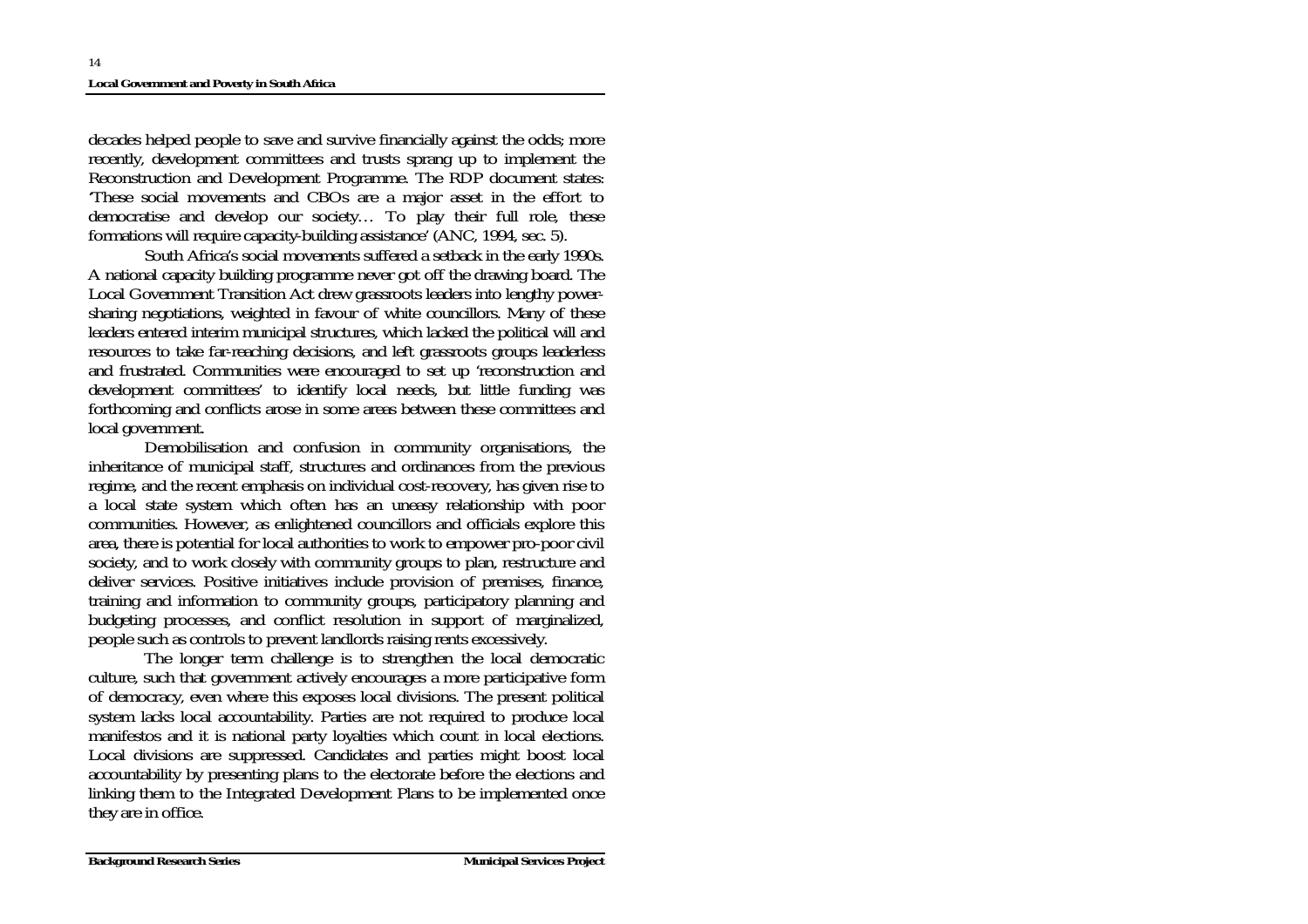decades helped people to save and survive financially against the odds; more recently, development committees and trusts sprang up to implement the Reconstruction and Development Programme. The RDP document states: 'These social movements and CBOs are a major asset in the effort to democratise and develop our society… To play their full role, these formations will require capacity-building assistance' (ANC, 1994, sec. 5).

South Africa's social movements suffered a setback in the early 1990s. A national capacity building programme never got off the drawing board. The Local Government Transition Act drew grassroots leaders into lengthy power-sharing negotiations, weighted in favour of white councillors. Many of these leaders entered interim municipal structures, which lacked the political will and resources to take far-reaching decisions, and left grassroots groups leaderless and frustrated. Communities were encouraged to set up 'reconstruction and development committees' to identify local needs, but little funding was forthcoming and conflicts arose in some areas between these committees and local government.

Demobilisation and confusion in community organisations, the inheritance of municipal staff, structures and ordinances from the previous regime, and the recent emphasis on individual cost-recovery, has given rise to a local state system which often has an uneasy relationship with poor communities. However, as enlightened councillors and officials explore this area, there is potential for local authorities to work to empower pro-poor civil society, and to work closely with community groups to plan, restructure and deliver services. Positive initiatives include provision of premises, finance, training and information to community groups, participatory planning and budgeting processes, and conflict resolution in support of marginalized, people such as controls to prevent landlords raising rents excessively.

The longer term challenge is to strengthen the local democratic culture, such that government actively encourages a more participative form of democracy, even where this exposes local divisions. The present political system lacks local accountability. Parties are not required to produce local manifestos and it is national party loyalties which count in local elections. Local divisions are suppressed. Candidates and parties might boost local accountability by presenting plans to the electorate before the elections and linking them to the Integrated Development Plans to be implemented once they are in office.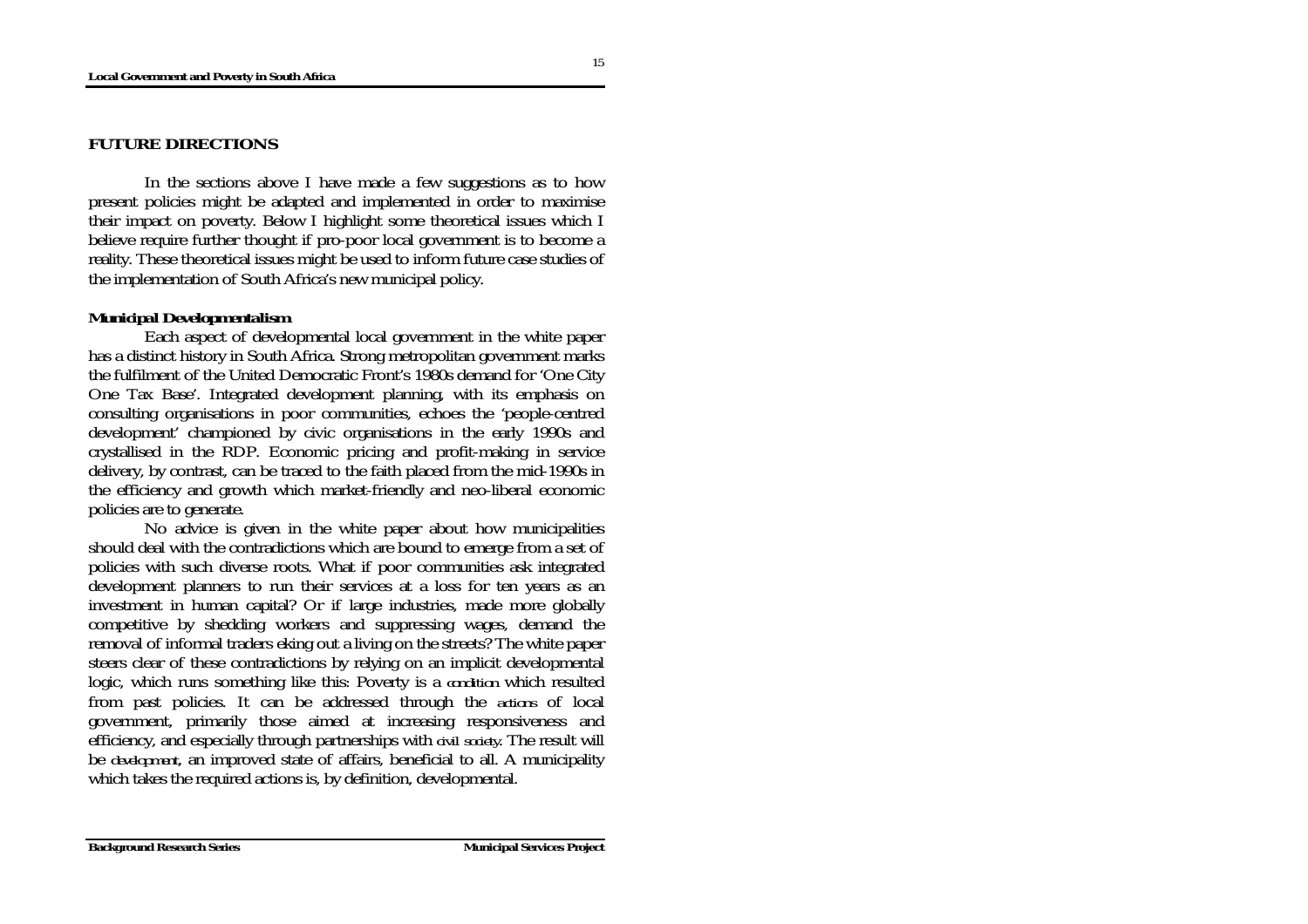## FUTURE DIRECTIONS

In the sections above I have made a few suggestions as to how present policies might be adapted and implemented in order to maximise their impact on poverty. Below I highlight some theoretical issues which I believe require further thought if pro-poor local government is to become a reality. These theoretical issues might be used to inform future case studies of the implementation of South Africa's new municipal policy.

### *Municipal Developmentalism*

Each aspect of developmental local government in the white paper has a distinct history in South Africa. Strong metropolitan government marks the fulfilment of the United Democratic Front's 1980s demand for 'One City One Tax Base'. Integrated development planning, with its emphasis on consulting organisations in poor communities, echoes the 'people-centred development' championed by civic organisations in the early 1990s and crystallised in the RDP. Economic pricing and profit-making in service delivery, by contrast, can be traced to the faith placed from the mid-1990s in the efficiency and growth which market-friendly and neo-liberal economic policies are to generate.

No advice is given in the white paper about how municipalities should deal with the contradictions which are bound to emerge from a set of policies with such diverse roots. What if poor communities ask integrated development planners to run their services at a loss for ten years as an investment in human capital? Or if large industries, made more globally competitive by shedding workers and suppressing wages, demand the removal of informal traders eking out a living on the streets? The white paper steers clear of these contradictions by relying on an implicit developmental logic, which runs something like this: Poverty is a *condition* which resulted from past policies. It can be addressed through the *actions* of local government, primarily those aimed at increasing responsiveness and efficiency, and especially through partnerships with *civil society*. The result will be *development*, an improved state of affairs, beneficial to all. A municipality which takes the required actions is, by definition, developmental.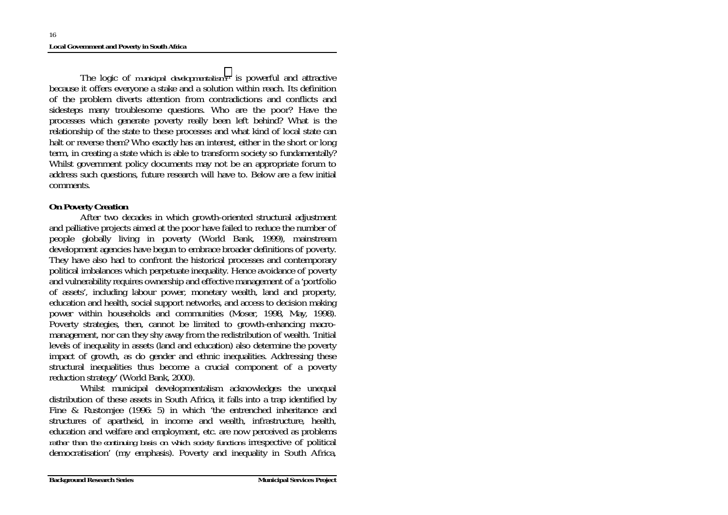The logic of *municipal developmentalism*' is powerful and attractive because it offers everyone a stake and a solution within reach. Its definition of the problem diverts attention from contradictions and conflicts and sidesteps many troublesome questions. Who are the poor? Have the processes which generate poverty really been left behind? What is the relationship of the state to these processes and what kind of local state can halt or reverse them? Who exactly has an interest, either in the short or long term, in creating a state which is able to transform society so fundamentally? Whilst government policy documents may not be an appropriate forum to address such questions, future research will have to. Below are a few initial comments.

**On Poverty Creation**

After two decades in which growth-oriented structural adjustment and palliative projects aimed at the poor have failed to reduce the number of people globally living in poverty (World Bank, 1999), mainstream development agencies have begun to embrace broader definitions of poverty. They have also had to confront the historical processes and contemporary political imbalances which perpetuate inequality. Hence avoidance of poverty and vulnerability requires ownership and effective management of a 'portfolio of assets', including labour power, monetary wealth, land and property, education and health, social support networks, and access to decision making power within households and communities (Moser, 1998, May, 1998). Poverty strategies, then, cannot be limited to growth-enhancing macro-management, nor can they shy away from the redistribution of wealth. 'Initial levels of inequality in assets (land and education) also determine the poverty impact of growth, as do gender and ethnic inequalities. Addressing these structural inequalities thus become a crucial component of a poverty reduction strategy' (World Bank, 2000).

Whilst municipal developmentalism acknowledges the unequal distribution of these assets in South Africa, it falls into a trap identified by Fine & Rustomjee (1996: 5) in which 'the entrenched inheritance and structures of apartheid, in income and wealth, infrastructure, health, education and welfare and employment, etc. are now perceived as problems *rather than the continuing basis on which society functions* irrespective of political democratisation' (my emphasis). Poverty and inequality in South Africa,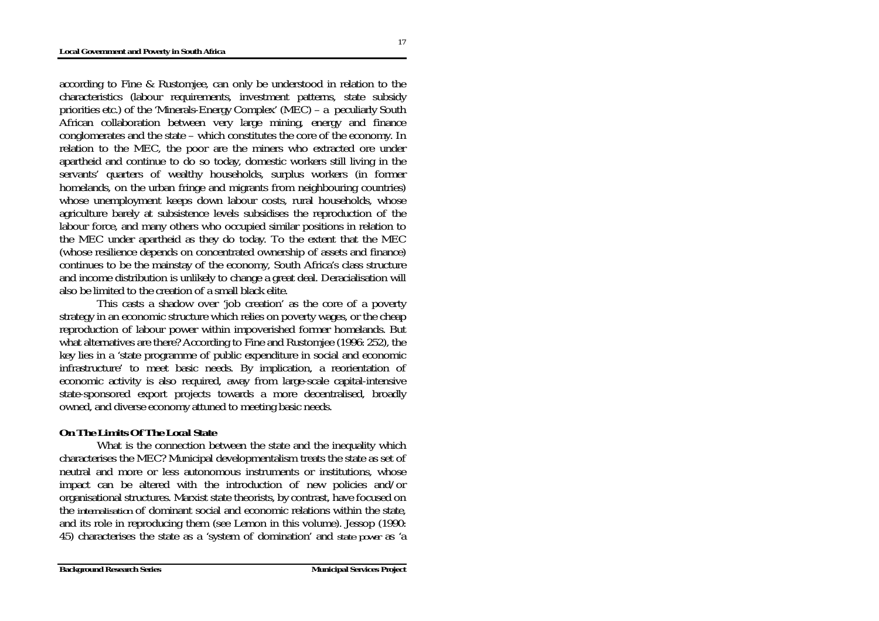according to Fine & Rustomjee, can only be understood in relation to the characteristics (labour requirements, investment patterns, state subsidy priorities etc.) of the 'Minerals-Energy Complex' (MEC) – a peculiarly South African collaboration between very large mining, energy and finance conglomerates and the state – which constitutes the core of the economy. In relation to the MEC, the poor are the miners who extracted ore under apartheid and continue to do so today, domestic workers still living in the servants' quarters of wealthy households, surplus workers (in former homelands, on the urban fringe and migrants from neighbouring countries) whose unemployment keeps down labour costs, rural households, whose agriculture barely at subsistence levels subsidises the reproduction of the labour force, and many others who occupied similar positions in relation to the MEC under apartheid as they do today. To the extent that the MEC (whose resilience depends on concentrated ownership of assets and finance) continues to be the mainstay of the economy, South Africa's class structure and income distribution is unlikely to change a great deal. Deracialisation will also be limited to the creation of a small black elite.

This casts a shadow over 'job creation' as the core of a poverty strategy in an economic structure which relies on poverty wages, or the cheap reproduction of labour power within impoverished former homelands. But what alternatives are there? According to Fine and Rustomjee (1996: 252), the key lies in a 'state programme of public expenditure in social and economic infrastructure' to meet basic needs. By implication, a reorientation of economic activity is also required, away from large-scale capital-intensive state-sponsored export projects towards a more decentralised, broadly owned, and diverse economy attuned to meeting basic needs.

**On The Limits Of The Local State**

What is the connection between the state and the inequality which characterises the MEC? Municipal developmentalism treats the state as set of neutral and more or less autonomous instruments or institutions, whose impact can be altered with the introduction of new policies and/or organisational structures. Marxist state theorists, by contrast, have focused on the *internalisation* of dominant social and economic relations within the state, and its role in reproducing them (see Lemon in this volume). Jessop (1990: 45) characterises the state as a 'system of domination' and *state power* as 'a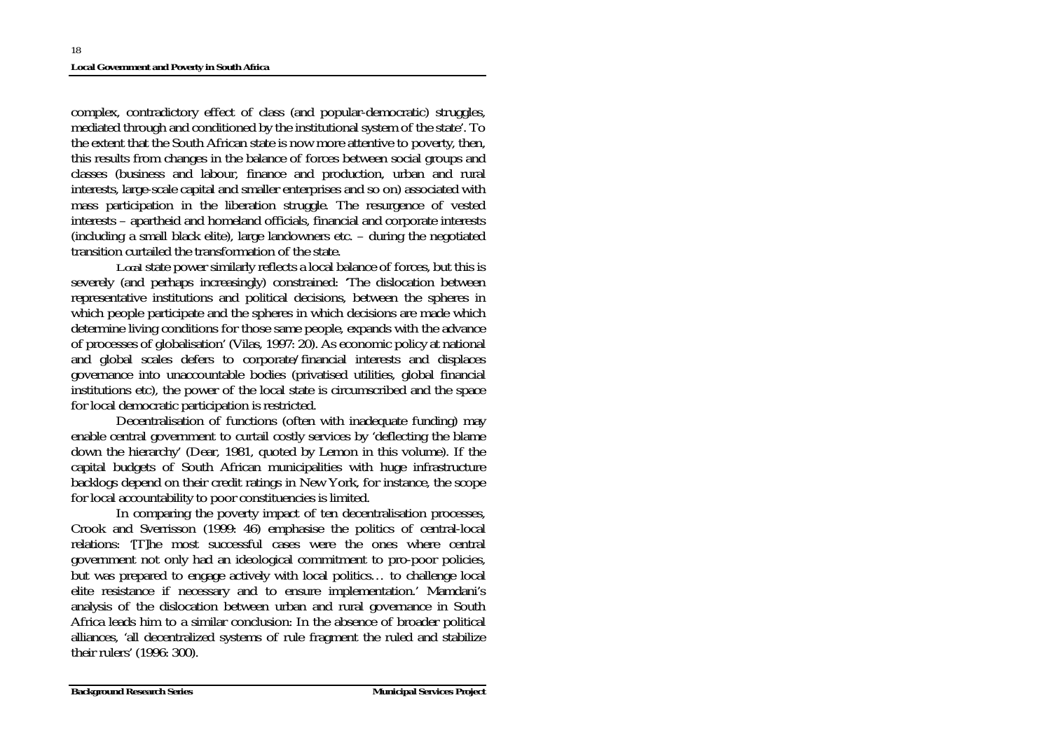complex, contradictory effect of class (and popular-democratic) struggles, mediated through and conditioned by the institutional system of the state'. To the extent that the South African state is now more attentive to poverty, then, this results from changes in the balance of forces between social groups and classes (business and labour, finance and production, urban and rural interests, large-scale capital and smaller enterprises and so on) associated with mass participation in the liberation struggle. The resurgence of vested interests – apartheid and homeland officials, financial and corporate interests (including a small black elite), large landowners etc. – during the negotiated transition curtailed the transformation of the state.

*Local* state power similarly reflects a local balance of forces, but this is severely (and perhaps increasingly) constrained: 'The dislocation between representative institutions and political decisions, between the spheres in which people participate and the spheres in which decisions are made which determine living conditions for those same people, expands with the advance of processes of globalisation' (Vilas, 1997: 20). As economic policy at national and global scales defers to corporate/financial interests and displaces governance into unaccountable bodies (privatised utilities, global financial institutions etc), the power of the local state is circumscribed and the space for local democratic participation is restricted.

Decentralisation of functions (often with inadequate funding) may enable central government to curtail costly services by 'deflecting the blame down the hierarchy' (Dear, 1981, quoted by Lemon in this volume). If the capital budgets of South African municipalities with huge infrastructure backlogs depend on their credit ratings in New York, for instance, the scope for local accountability to poor constituencies is limited.

In comparing the poverty impact of ten decentralisation processes, Crook and Sverrisson (1999: 46) emphasise the politics of central-local relations: '[T]he most successful cases were the ones where central government not only had an ideological commitment to pro-poor policies, but was prepared to engage actively with local politics… to challenge local elite resistance if necessary and to ensure implementation.' Mamdani's analysis of the dislocation between urban and rural governance in South Africa leads him to a similar conclusion: In the absence of broader political alliances, 'all decentralized systems of rule fragment the ruled and stabilize their rulers' (1996: 300).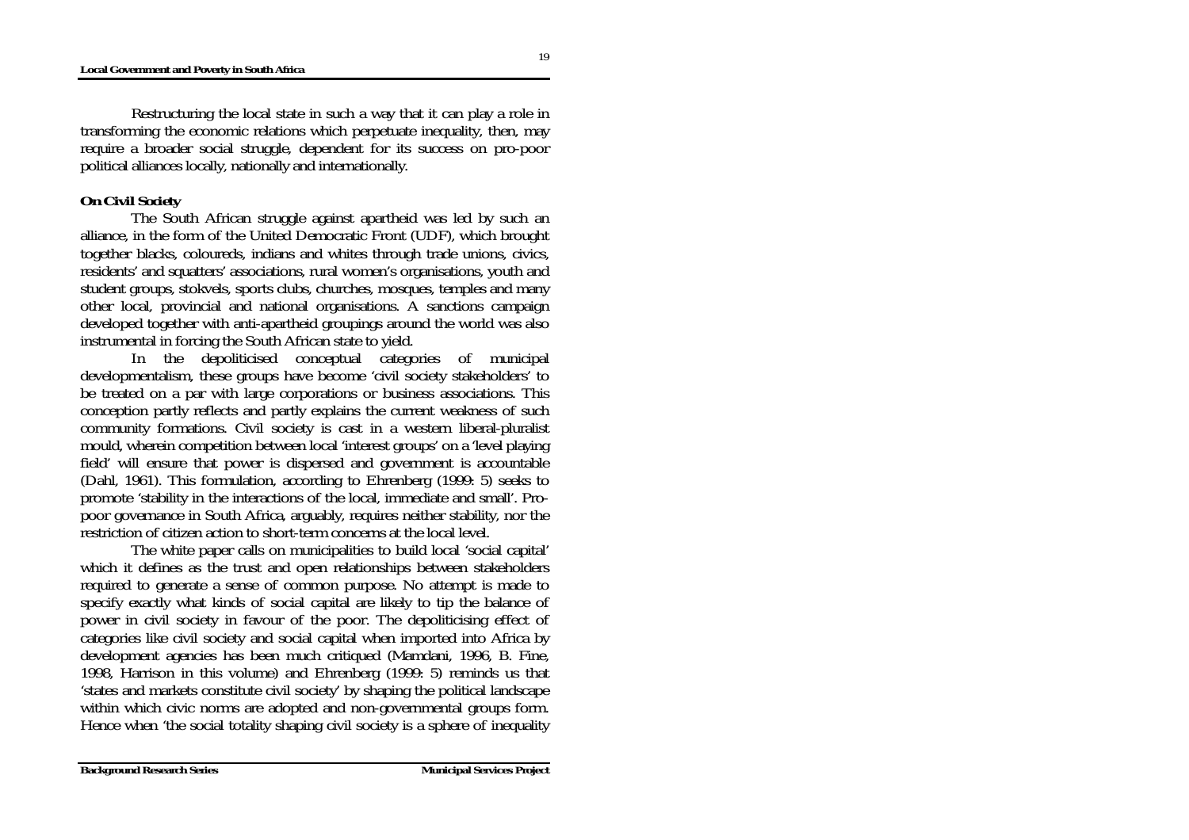Restructuring the local state in such a way that it can play a role in transforming the economic relations which perpetuate inequality, then, may require a broader social struggle, dependent for its success on pro-poor political alliances locally, nationally and internationally.

***On Civil Society***

The South African struggle against apartheid was led by such an alliance, in the form of the United Democratic Front (UDF), which brought together blacks, coloureds, indians and whites through trade unions, civics, residents' and squatters' associations, rural women's organisations, youth and student groups, stokvels, sports clubs, churches, mosques, temples and many other local, provincial and national organisations. A sanctions campaign developed together with anti-apartheid groupings around the world was also instrumental in forcing the South African state to yield.

In the depoliticised conceptual categories of municipal developmentalism, these groups have become 'civil society stakeholders' to be treated on a par with large corporations or business associations. This conception partly reflects and partly explains the current weakness of such community formations. Civil society is cast in a western liberal-pluralist mould, wherein competition between local 'interest groups' on a 'level playing field' will ensure that power is dispersed and government is accountable (Dahl, 1961). This formulation, according to Ehrenberg (1999: 5) seeks to promote 'stability in the interactions of the local, immediate and small'. Pro-poor governance in South Africa, arguably, requires neither stability, nor the restriction of citizen action to short-term concerns at the local level.

The white paper calls on municipalities to build local 'social capital' which it defines as the trust and open relationships between stakeholders required to generate a sense of common purpose. No attempt is made to specify exactly what kinds of social capital are likely to tip the balance of power in civil society in favour of the poor. The depoliticising effect of categories like civil society and social capital when imported into Africa by development agencies has been much critiqued (Mamdani, 1996, B. Fine, 1998, Harrison in this volume) and Ehrenberg (1999: 5) reminds us that 'states and markets constitute civil society' by shaping the political landscape within which civic norms are adopted and non-governmental groups form. Hence when 'the social totality shaping civil society is a sphere of inequality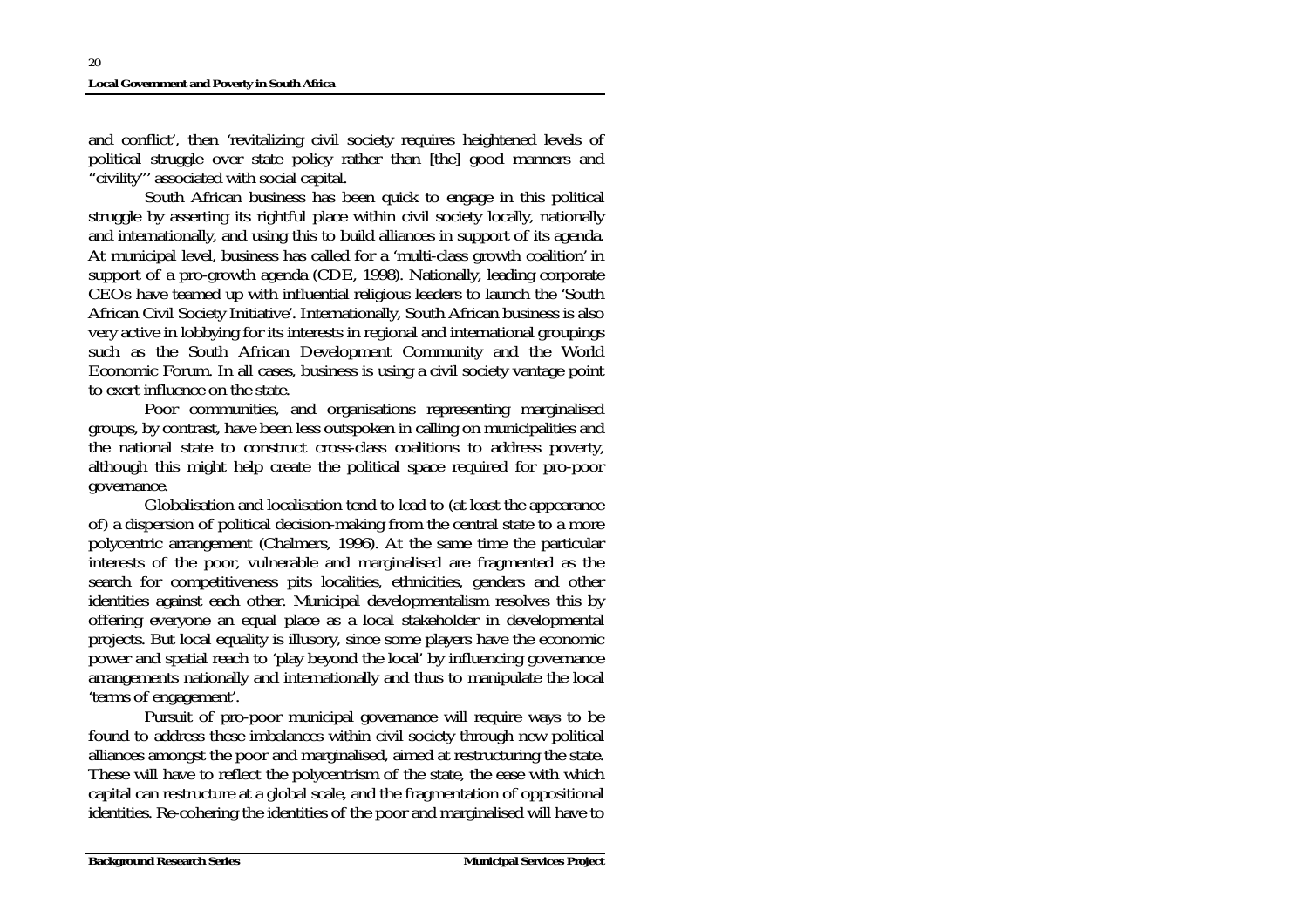and conflict', then 'revitalizing civil society requires heightened levels of political struggle over state policy rather than [the] good manners and "civility"' associated with social capital.

South African business has been quick to engage in this political struggle by asserting its rightful place within civil society locally, nationally and internationally, and using this to build alliances in support of its agenda. At municipal level, business has called for a 'multi-class growth coalition' in support of a pro-growth agenda (CDE, 1998). Nationally, leading corporate CEOs have teamed up with influential religious leaders to launch the 'South African Civil Society Initiative'. Internationally, South African business is also very active in lobbying for its interests in regional and international groupings such as the South African Development Community and the World Economic Forum. In all cases, business is using a civil society vantage point to exert influence on the state.

Poor communities, and organisations representing marginalised groups, by contrast, have been less outspoken in calling on municipalities and the national state to construct cross-class coalitions to address poverty, although this might help create the political space required for pro-poor governance.

Globalisation and localisation tend to lead to (at least the appearance of) a dispersion of political decision-making from the central state to a more polycentric arrangement (Chalmers, 1996). At the same time the particular interests of the poor, vulnerable and marginalised are fragmented as the search for competitiveness pits localities, ethnicities, genders and other identities against each other. Municipal developmentalism resolves this by offering everyone an equal place as a local stakeholder in developmental projects. But local equality is illusory, since some players have the economic power and spatial reach to 'play beyond the local' by influencing governance arrangements nationally and internationally and thus to manipulate the local 'terms of engagement'.

Pursuit of pro-poor municipal governance will require ways to be found to address these imbalances within civil society through new political alliances amongst the poor and marginalised, aimed at restructuring the state. These will have to reflect the polycentrism of the state, the ease with which capital can restructure at a global scale, and the fragmentation of oppositional identities. Re-cohering the identities of the poor and marginalised will have to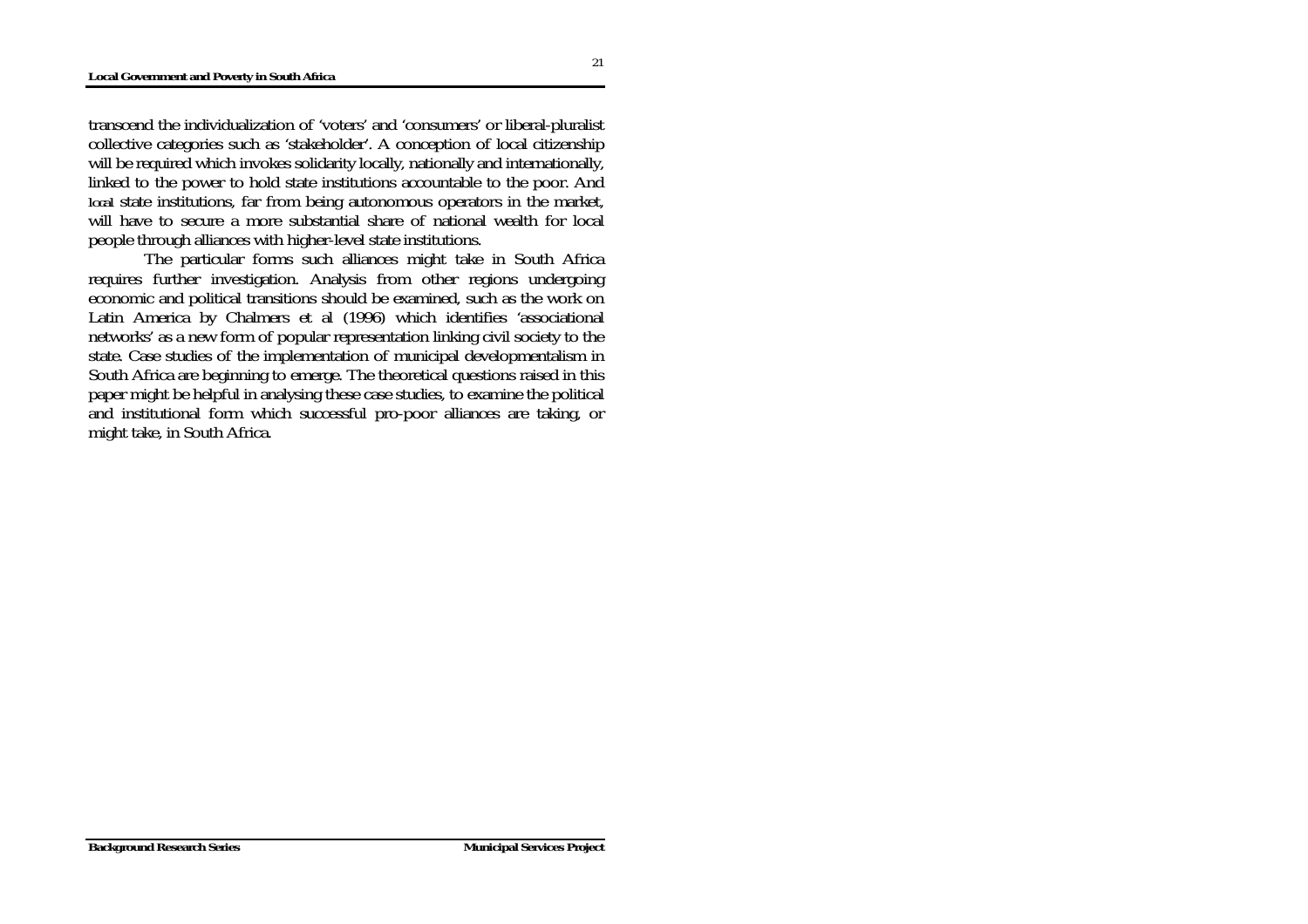transcend the individualization of 'voters' and 'consumers' or liberal-pluralist collective categories such as 'stakeholder'. A conception of local citizenship will be required which invokes solidarity locally, nationally and internationally, linked to the power to hold state institutions accountable to the poor. And local state institutions, far from being autonomous operators in the market, will have to secure a more substantial share of national wealth for local people through alliances with higher-level state institutions.

The particular forms such alliances might take in South Africa requires further investigation. Analysis from other regions undergoing economic and political transitions should be examined, such as the work on Latin America by Chalmers et al (1996) which identifies 'associational networks' as a new form of popular representation linking civil society to the state. Case studies of the implementation of municipal developmentalism in South Africa are beginning to emerge. The theoretical questions raised in this paper might be helpful in analysing these case studies, to examine the political and institutional form which successful pro-poor alliances are taking, or might take, in South Africa.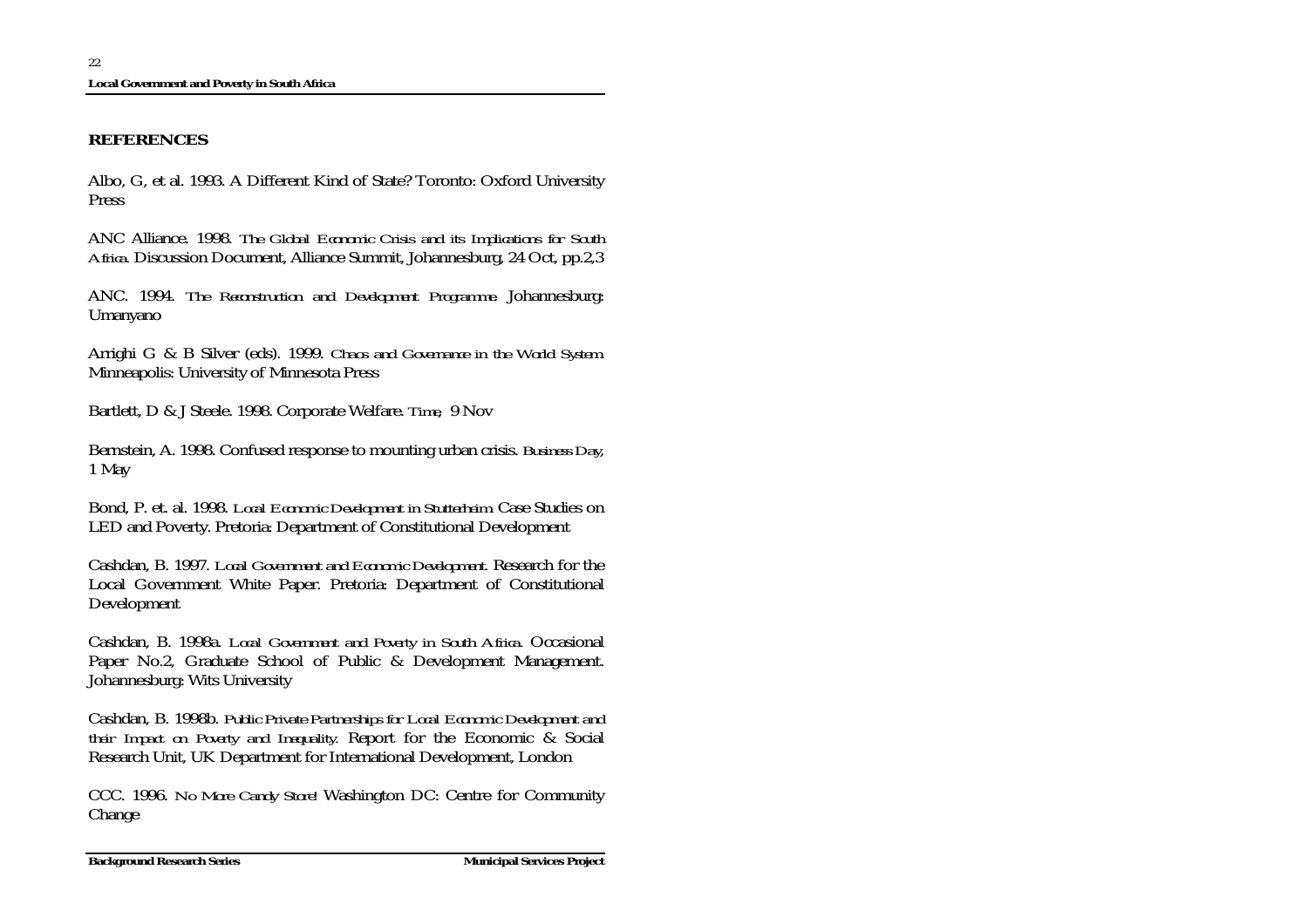## REFERENCES

Albo, G, et al. 1993. A Different Kind of State? Toronto: Oxford University Press

ANC Alliance. 1998. *The Global Economic Crisis and its Implications for South Africa*. Discussion Document, Alliance Summit, Johannesburg, 24 Oct, pp.2,3

ANC. 1994. *The Reconstruction and Development Programme*. Johannesburg: Umanyano

Arrighi G & B Silver (eds). 1999. *Chaos and Governance in the World System*. Minneapolis: University of Minnesota Press

Bartlett, D & J Steele. 1998. Corporate Welfare. *Time*, 9 Nov

Bernstein, A. 1998. Confused response to mounting urban crisis. *Business Day*, 1 May

Bond, P. et. al. 1998. *Local Economic Development in Stutterheim*. Case Studies on LED and Poverty. Pretoria: Department of Constitutional Development

Cashdan, B. 1997. *Local Government and Economic Development*. Research for the Local Government White Paper. Pretoria: Department of Constitutional Development

Cashdan, B. 1998a. *Local Government and Poverty in South Africa*. Occasional Paper No.2, Graduate School of Public & Development Management. Johannesburg: Wits University

Cashdan, B. 1998b. *Public Private Partnerships for Local Economic Development and their Impact on Poverty and Inequality*. Report for the Economic & Social Research Unit, UK Department for International Development, London

CCC. 1996. *No More Candy Store!* Washington DC: Centre for Community Change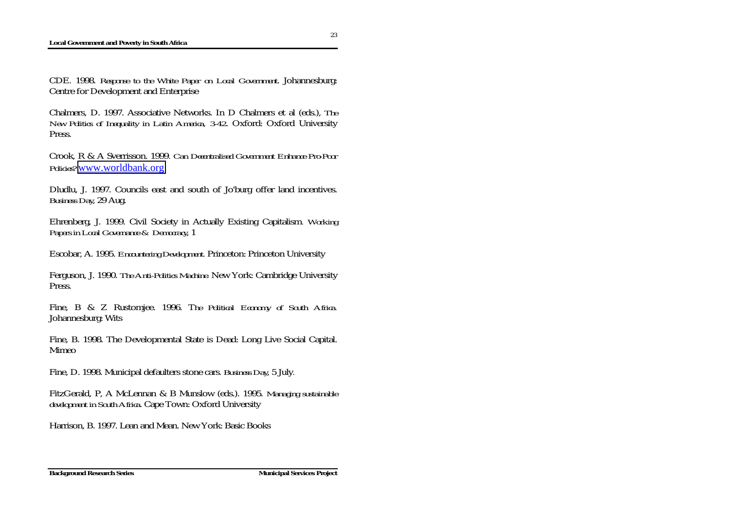CDE. 1998. *Response to the White Paper on Local Government*. Johannesburg: Centre for Development and Enterprise

Chalmers, D. 1997. Associative Networks. In D Chalmers et al (eds.), *The New Politics of Inequality in Latin America*, 3-42. Oxford: Oxford University Press.

Crook, R & A Sverrisson. 1999. *Can Decentralised Government Enhance Pro-Poor Policies?* www.worldbank.org

Dludlu, J. 1997. Councils east and south of Jo'burg offer land incentives. *Business Day*, 29 Aug.

Ehrenberg, J. 1999. Civil Society in Actually Existing Capitalism. *Working Papers in Local Governance & Democracy*, 1

Escobar, A. 1995. *Encountering Development*. Princeton: Princeton University

Ferguson, J. 1990. *The Anti-Politics Machine*. New York: Cambridge University Press.

Fine, B & Z Rustomjee. 1996. *The Political Economy of South Africa*. Johannesburg: Wits

Fine, B. 1998. The Developmental State is Dead: Long Live Social Capital. Mimeo

Fine, D. 1998. Municipal defaulters stone cars. *Business Day*, 5 July.

FitzGerald, P, A McLennan & B Munslow (eds.). 1995. *Managing sustainable development in South Africa*. Cape Town: Oxford University

Harrison, B. 1997. Lean and Mean. New York: Basic Books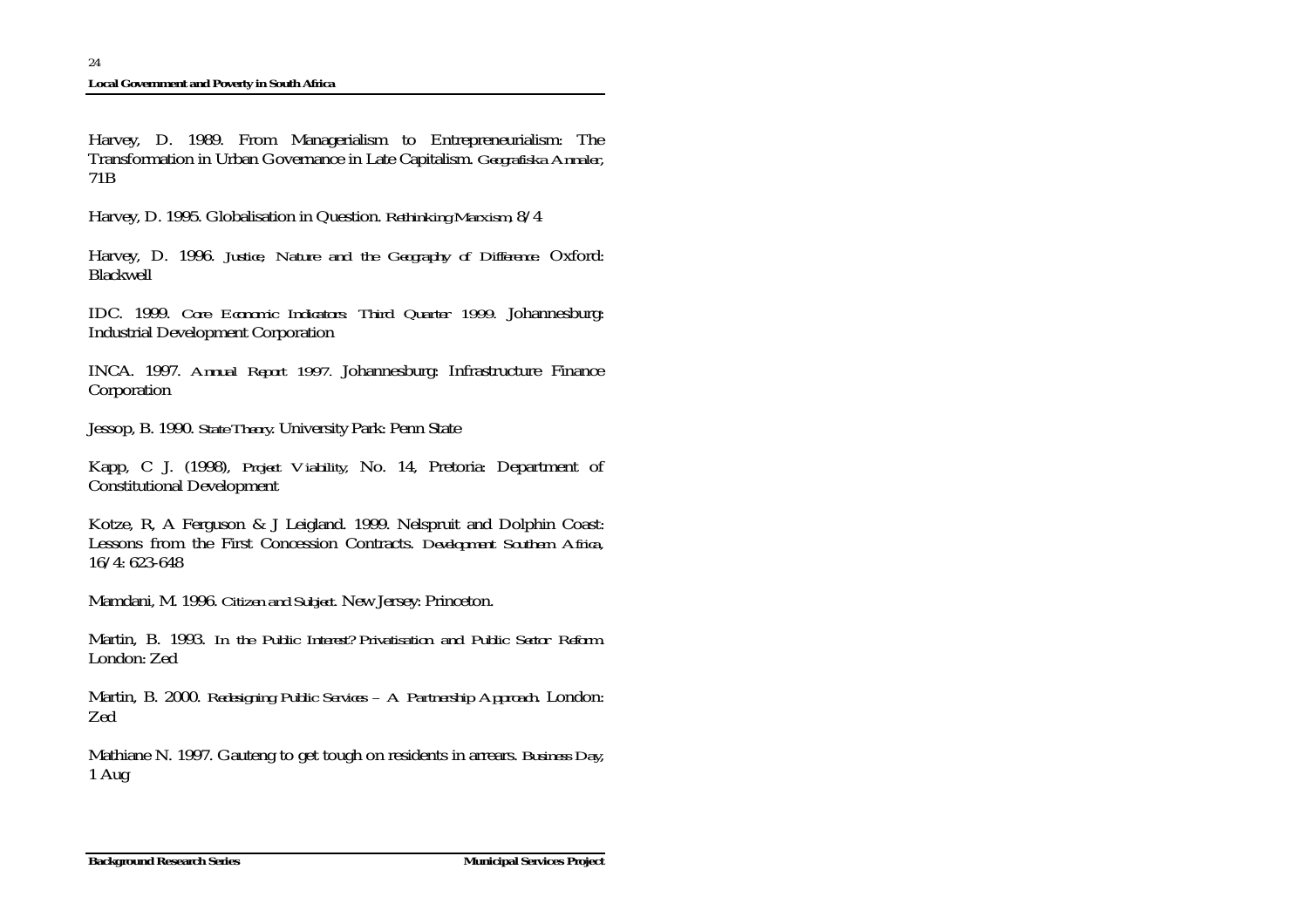Harvey, D. 1989. From Managerialism to Entrepreneurialism: The Transformation in Urban Governance in Late Capitalism. *Geografiska Annaler*, 71B

Harvey, D. 1995. Globalisation in Question. *Rethinking Marxism*, 8/4

Harvey, D. 1996. *Justice, Nature and the Geography of Difference*. Oxford: Blackwell

IDC. 1999. *Core Economic Indicators: Third Quarter 1999*. Johannesburg: Industrial Development Corporation

INCA. 1997. *Annual Report 1997*. Johannesburg: Infrastructure Finance Corporation

Jessop, B. 1990. *State Theory*. University Park: Penn State

Kapp, C J. (1998), *Project Viability*, No. 14, Pretoria: Department of Constitutional Development

Kotze, R, A Ferguson & J Leigland. 1999. Nelspruit and Dolphin Coast: Lessons from the First Concession Contracts. *Development Southern Africa*, 16/4: 623-648

Mamdani, M. 1996. *Citizen and Subject*. New Jersey: Princeton.

Martin, B. 1993. *In the Public Interest? Privatisation and Public Sector Reform*. London: Zed

Martin, B. 2000. *Redesigning Public Services – A Partnership Approach*. London: Zed

Mathiane N. 1997. Gauteng to get tough on residents in arrears. *Business Day*, 1 Aug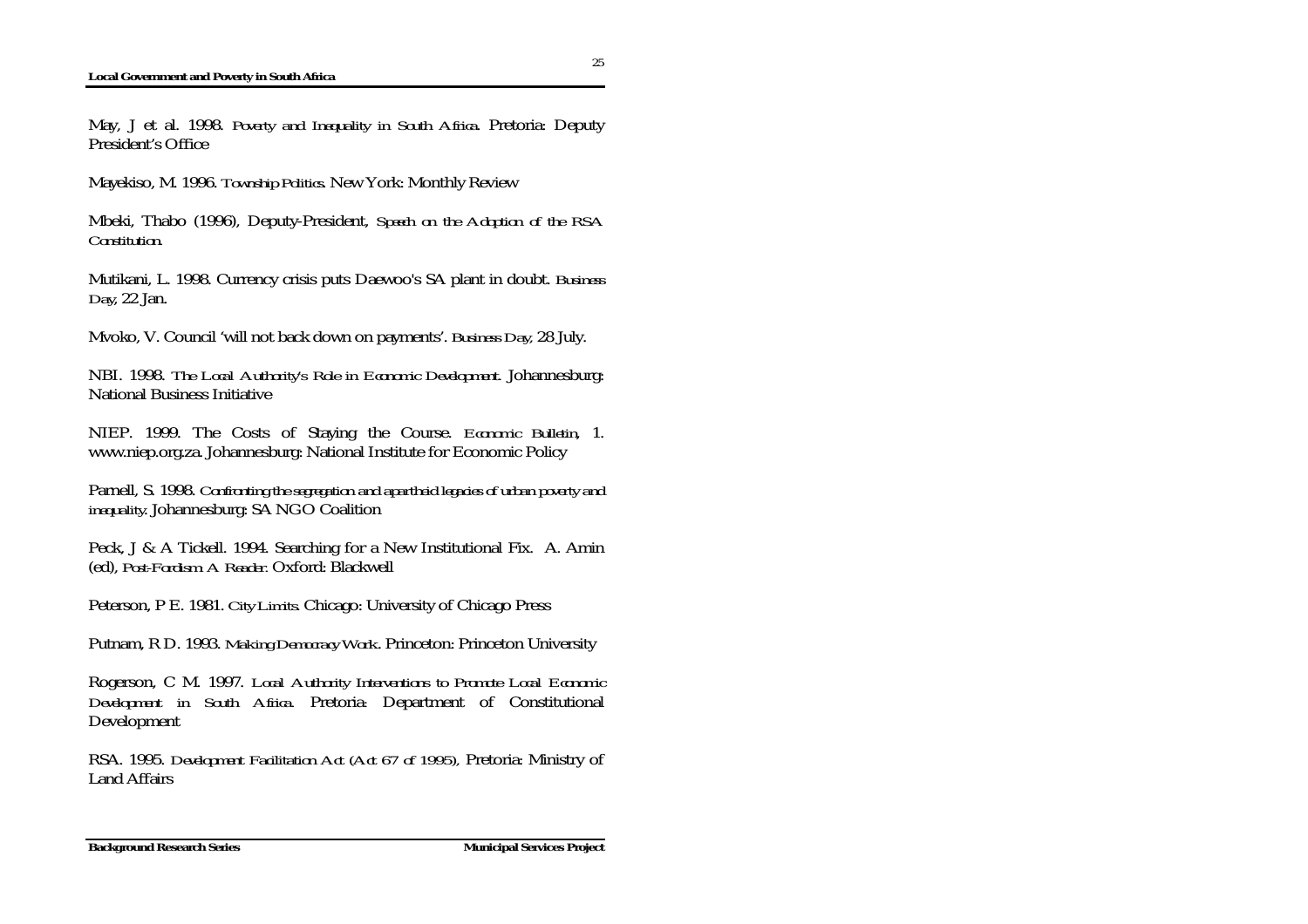May, J et al. 1998. *Poverty and Inequality in South Africa*. Pretoria: Deputy President's Office

Mayekiso, M. 1996. *Township Politics*. New York: Monthly Review

Mbeki, Thabo (1996), Deputy-President, *Speech on the Adoption of the RSA Constitution*.

Mutikani, L. 1998. Currency crisis puts Daewoo's SA plant in doubt. *Business Day*, 22 Jan.

Mvoko, V. Council 'will not back down on payments'. *Business Day*, 28 July.

NBI. 1998. *The Local Authority's Role in Economic Development*. Johannesburg: National Business Initiative

NIEP. 1999. The Costs of Staying the Course. *Economic Bulletin*, 1. www.niep.org.za. Johannesburg: National Institute for Economic Policy

Parnell, S. 1998. *Confronting the segregation and apartheid legacies of urban poverty and inequality*. Johannesburg: SA NGO Coalition

Peck, J & A Tickell. 1994. Searching for a New Institutional Fix. A. Amin (ed), *Post-Fordism. A Reader*. Oxford: Blackwell

Peterson, P E. 1981. *City Limits*. Chicago: University of Chicago Press

Putnam, R D. 1993. *Making Democracy Work*. Princeton: Princeton University

Rogerson, C M. 1997. *Local Authority Interventions to Promote Local Economic Development in South Africa*. Pretoria: Department of Constitutional Development

RSA. 1995. *Development Facilitation Act (Act 67 of 1995)*, Pretoria: Ministry of Land Affairs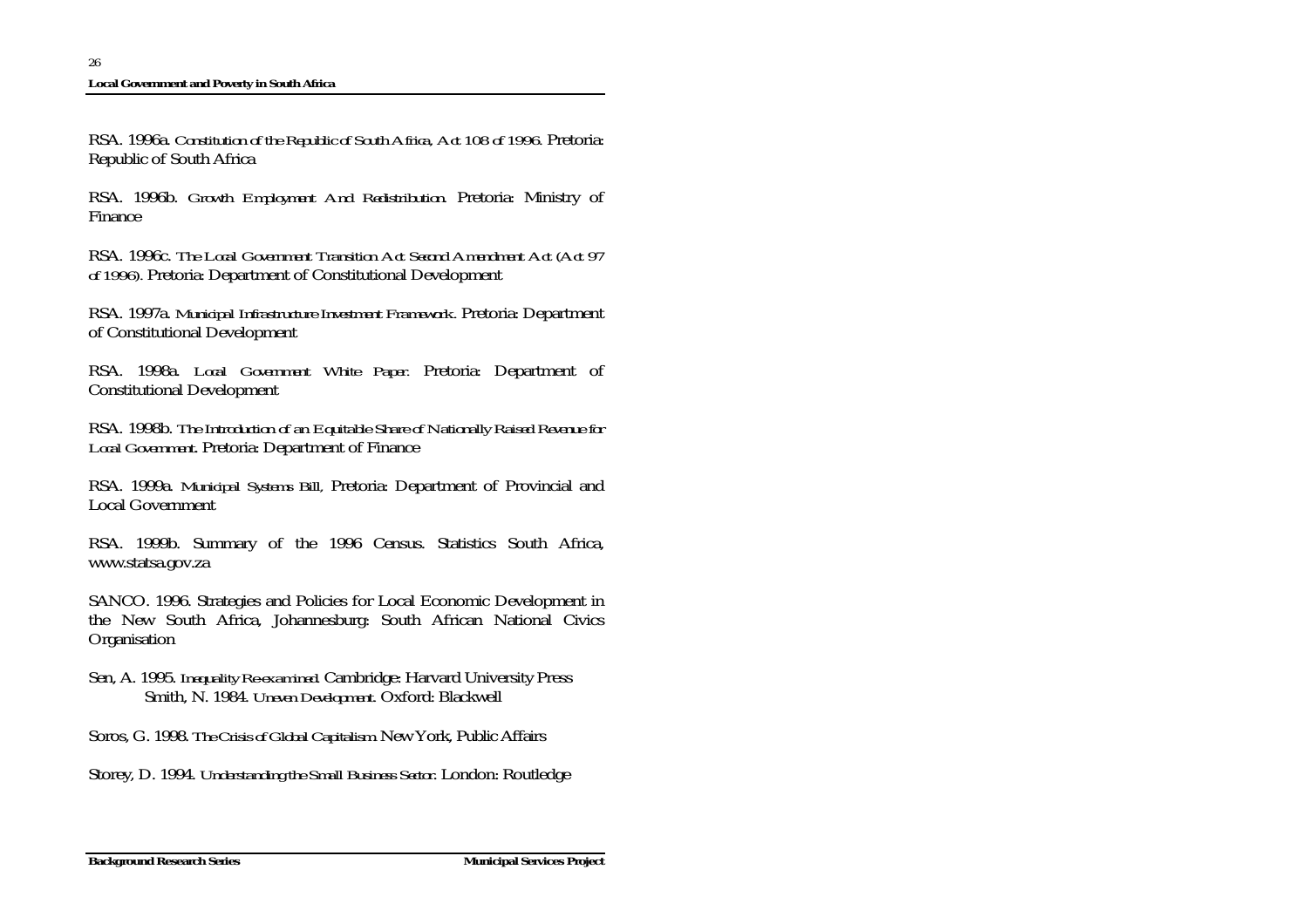RSA. 1996a. *Constitution of the Republic of South Africa, Act 108 of 1996*. Pretoria: Republic of South Africa

RSA. 1996b. *Growth Employment And Redistribution*. Pretoria: Ministry of Finance

RSA. 1996c. *The Local Government Transition Act: Second Amendment Act (Act 97 of 1996)*. Pretoria: Department of Constitutional Development

RSA. 1997a. *Municipal Infrastructure Investment Framework*. Pretoria: Department of Constitutional Development

RSA. 1998a. *Local Government White Paper*. Pretoria: Department of Constitutional Development

RSA. 1998b. *The Introduction of an Equitable Share of Nationally Raised Revenue for Local Government*. Pretoria: Department of Finance

RSA. 1999a. *Municipal Systems Bill*, Pretoria: Department of Provincial and Local Government

RSA. 1999b. Summary of the 1996 Census. Statistics South Africa, www.statsa.gov.za

SANCO. 1996. Strategies and Policies for Local Economic Development in the New South Africa, Johannesburg: South African National Civics Organisation

Sen, A. 1995. *Inequality Re-examined*. Cambridge: Harvard University Press

Smith, N. 1984. *Uneven Development*. Oxford: Blackwell

Soros, G. 1998. *The Crisis of Global Capitalism*. New York, Public Affairs

Storey, D. 1994. *Understanding the Small Business Sector*. London: Routledge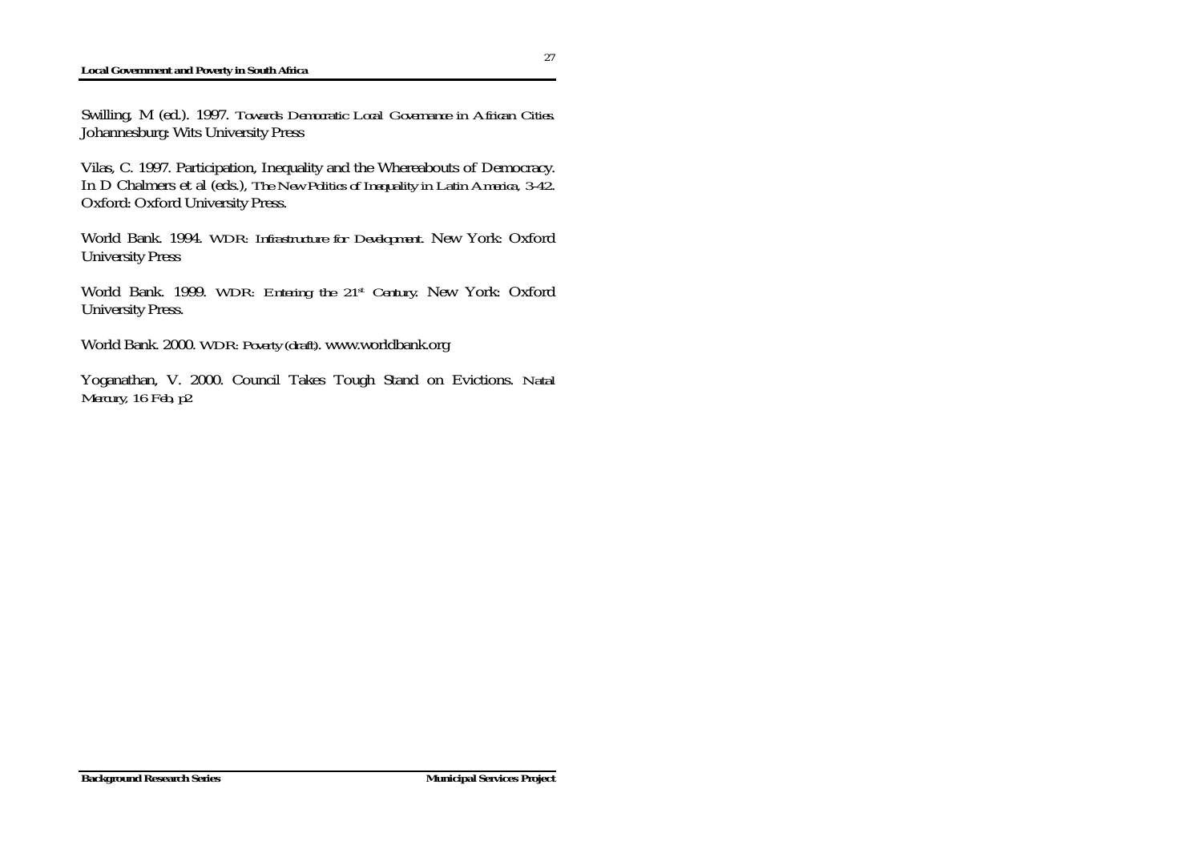Swilling, M (ed.). 1997. *Towards Democratic Local Governance in African Cities.* Johannesburg: Wits University Press

Vilas, C. 1997. Participation, Inequality and the Whereabouts of Democracy. In D Chalmers et al (eds.), *The New Politics of Inequality in Latin America*, 3-42. Oxford: Oxford University Press.

World Bank. 1994. *WDR: Infrastructure for Development.* New York: Oxford University Press

World Bank. 1999. *WDR: Entering the 21st Century.* New York: Oxford University Press.

World Bank. 2000. *WDR: Poverty (draft).* www.worldbank.org

Yoganathan, V. 2000. Council Takes Tough Stand on Evictions. *Natal Mercury, 16 Feb, p2*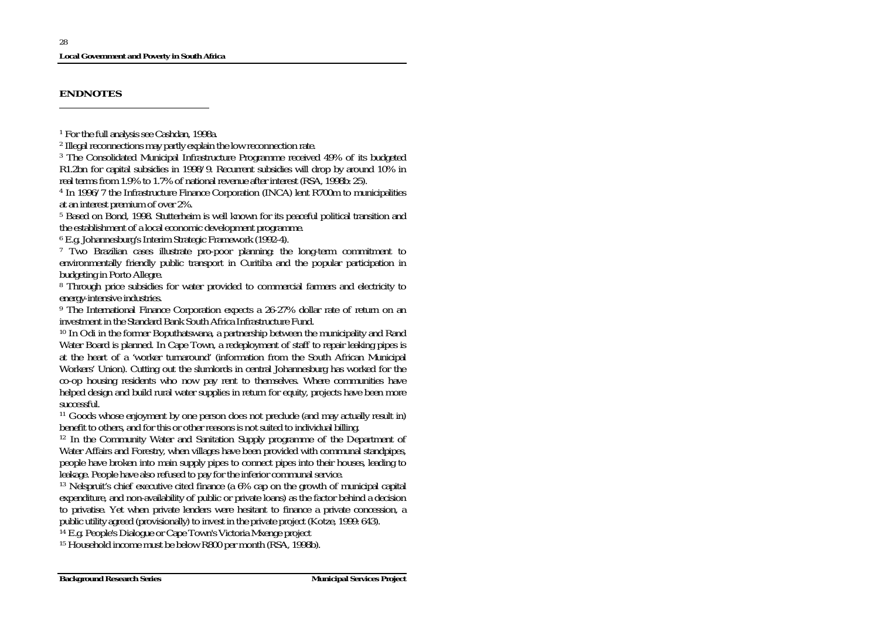## ENDNOTES

[1] For the full analysis see Cashdan, 1998a.

[2] Illegal reconnections may partly explain the low reconnection rate.

[3] The Consolidated Municipal Infrastructure Programme received 49% of its budgeted R1.2bn for capital subsidies in 1998/9. Recurrent subsidies will drop by around 10% in real terms from 1.9% to 1.7% of national revenue after interest (RSA, 1998b: 25).

[4] In 1996/7 the Infrastructure Finance Corporation (INCA) lent R700m to municipalities at an interest premium of over 2%.

[5] Based on Bond, 1998. Stutterheim is well known for its peaceful political transition and the establishment of a local economic development programme.

[6] E.g. Johannesburg's Interim Strategic Framework (1992-4).

[7] Two Brazilian cases illustrate pro-poor planning: the long-term commitment to environmentally friendly public transport in Curitiba and the popular participation in budgeting in Porto Allegre.

[8] Through price subsidies for water provided to commercial farmers and electricity to energy-intensive industries.

[9] The International Finance Corporation expects a 26-27% dollar rate of return on an investment in the Standard Bank South Africa Infrastructure Fund.

[10] In Odi in the former Boputhatswana, a partnership between the municipality and Rand Water Board is planned. In Cape Town, a redeployment of staff to repair leaking pipes is at the heart of a 'worker turnaround' (information from the South African Municipal Workers' Union). Cutting out the slumlords in central Johannesburg has worked for the co-op housing residents who now pay rent to themselves. Where communities have helped design and build rural water supplies in return for equity, projects have been more successful.

[11] Goods whose enjoyment by one person does not preclude (and may actually result in) benefit to others, and for this or other reasons is not suited to individual billing.

[12] In the Community Water and Sanitation Supply programme of the Department of Water Affairs and Forestry, when villages have been provided with communal standpipes, people have broken into main supply pipes to connect pipes into their houses, leading to leakage. People have also refused to pay for the inferior communal service.

[13] Nelspruit's chief executive cited finance (a 6% cap on the growth of municipal capital expenditure, and non-availability of public or private loans) as the factor behind a decision to privatise. Yet when private lenders were hesitant to finance a private concession, a public utility agreed (provisionally) to invest in the private project (Kotze, 1999: 643).

[14] E.g. People's Dialogue or Cape Town's Victoria Mxenge project

[15] Household income must be below R800 per month (RSA, 1998b).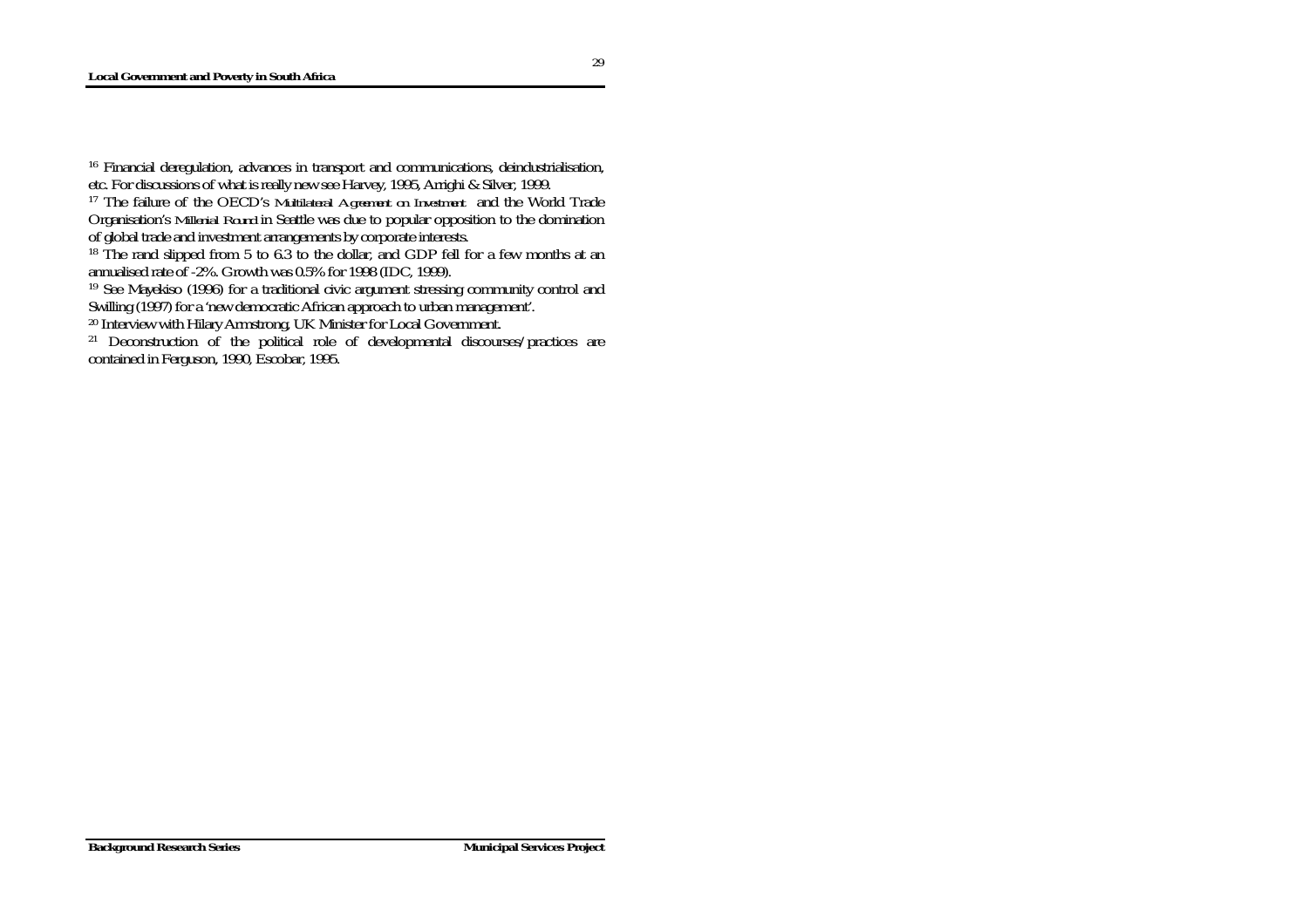[16] Financial deregulation, advances in transport and communications, deindustrialisation, etc. For discussions of what is really new see Harvey, 1995, Arrighi & Silver, 1999.

[17] The failure of the OECD's *Multilateral Agreement on Investment* and the World Trade Organisation's *Millenial Round* in Seattle was due to popular opposition to the domination of global trade and investment arrangements by corporate interests.

[18] The rand slipped from 5 to 6.3 to the dollar, and GDP fell for a few months at an annualised rate of -2%. Growth was 0.5% for 1998 (IDC, 1999).

[19] See Mayekiso (1996) for a traditional civic argument stressing community control and Swilling (1997) for a 'new democratic African approach to urban management'.

[20] Interview with Hilary Armstrong, UK Minister for Local Government.

[21] Deconstruction of the political role of developmental discourses/practices are contained in Ferguson, 1990, Escobar, 1995.